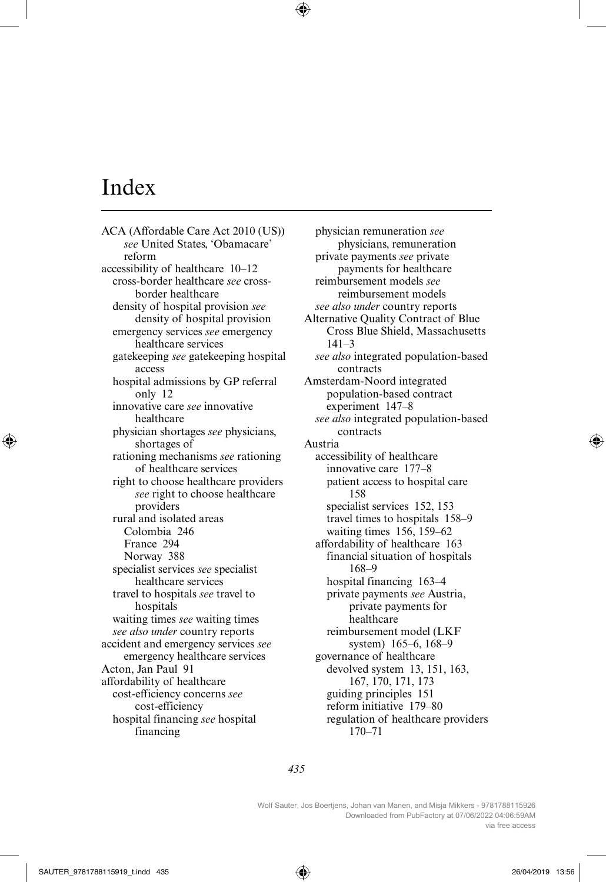# Index

ACA (Affordable Care Act 2010 (US)) *see* United States, 'Obamacare' reform
accessibility of healthcare 10–12
  cross-border healthcare *see* cross-border healthcare
  density of hospital provision *see* density of hospital provision
  emergency services *see* emergency healthcare services
  gatekeeping *see* gatekeeping hospital access
  hospital admissions by GP referral only 12
  innovative care *see* innovative healthcare
  physician shortages *see* physicians, shortages of
  rationing mechanisms *see* rationing of healthcare services
  right to choose healthcare providers *see* right to choose healthcare providers
  rural and isolated areas
    Colombia 246
    France 294
    Norway 388
  specialist services *see* specialist healthcare services
  travel to hospitals *see* travel to hospitals
  waiting times *see* waiting times
  *see also under* country reports
accident and emergency services *see* emergency healthcare services
Acton, Jan Paul 91
affordability of healthcare
  cost-efficiency concerns *see* cost-efficiency
  hospital financing *see* hospital financing
  physician remuneration *see* physicians, remuneration
  private payments *see* private payments for healthcare
  reimbursement models *see* reimbursement models
  *see also under* country reports
Alternative Quality Contract of Blue Cross Blue Shield, Massachusetts 141–3
  *see also* integrated population-based contracts
Amsterdam-Noord integrated population-based contract experiment 147–8
  *see also* integrated population-based contracts
Austria
  accessibility of healthcare
    innovative care 177–8
    patient access to hospital care 158
    specialist services 152, 153
    travel times to hospitals 158–9
    waiting times 156, 159–62
  affordability of healthcare 163
    financial situation of hospitals 168–9
    hospital financing 163–4
    private payments *see* Austria, private payments for healthcare
    reimbursement model (LKF system) 165–6, 168–9
  governance of healthcare
    devolved system 13, 151, 163, 167, 170, 171, 173
    guiding principles 151
    reform initiative 179–80
    regulation of healthcare providers 170–71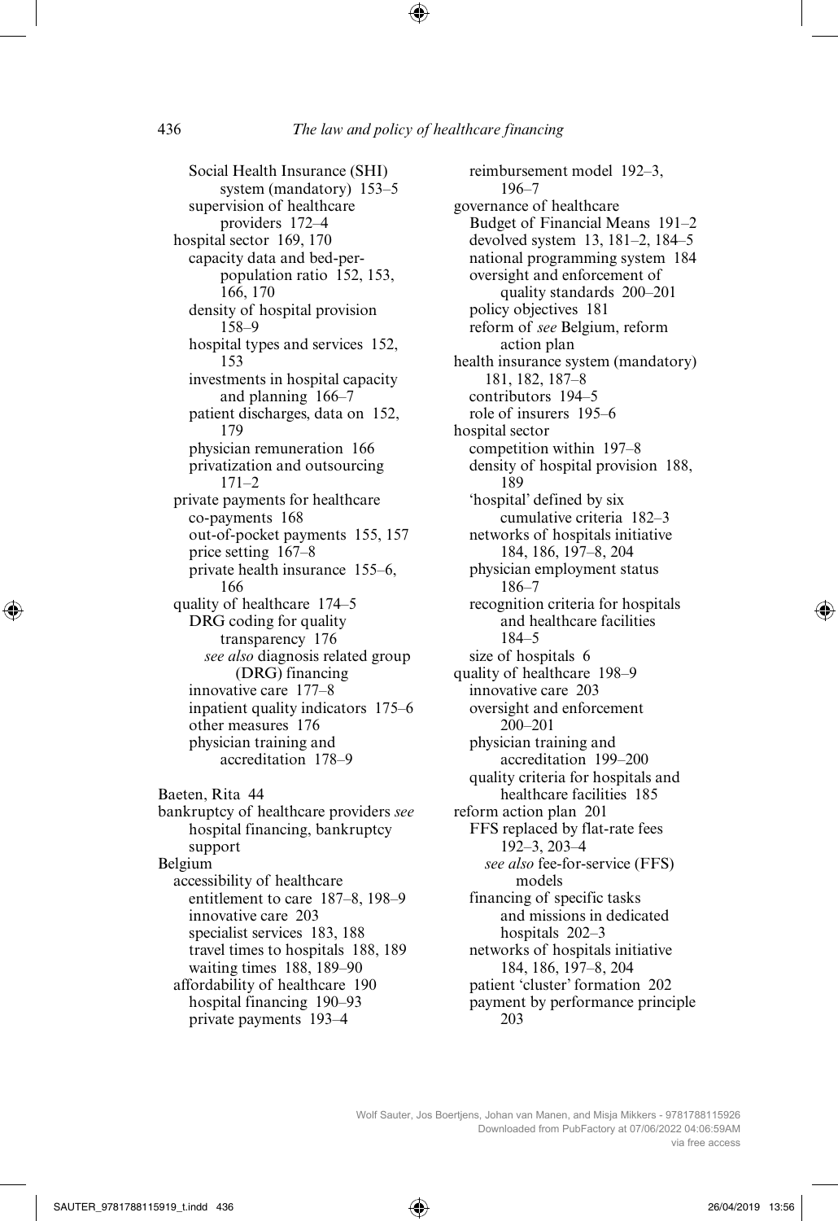Social Health Insurance (SHI) system (mandatory) 153–5
supervision of healthcare providers 172–4
hospital sector 169, 170
capacity data and bed-per-population ratio 152, 153, 166, 170
density of hospital provision 158–9
hospital types and services 152, 153
investments in hospital capacity and planning 166–7
patient discharges, data on 152, 179
physician remuneration 166
privatization and outsourcing 171–2
private payments for healthcare
co-payments 168
out-of-pocket payments 155, 157
price setting 167–8
private health insurance 155–6, 166
quality of healthcare 174–5
DRG coding for quality transparency 176
*see also* diagnosis related group (DRG) financing
innovative care 177–8
inpatient quality indicators 175–6
other measures 176
physician training and accreditation 178–9

Baeten, Rita 44
bankruptcy of healthcare providers *see* hospital financing, bankruptcy support
Belgium
accessibility of healthcare
entitlement to care 187–8, 198–9
innovative care 203
specialist services 183, 188
travel times to hospitals 188, 189
waiting times 188, 189–90
affordability of healthcare 190
hospital financing 190–93
private payments 193–4
reimbursement model 192–3, 196–7
governance of healthcare
Budget of Financial Means 191–2
devolved system 13, 181–2, 184–5
national programming system 184
oversight and enforcement of quality standards 200–201
policy objectives 181
reform of *see* Belgium, reform action plan
health insurance system (mandatory) 181, 182, 187–8
contributors 194–5
role of insurers 195–6
hospital sector
competition within 197–8
density of hospital provision 188, 189
'hospital' defined by six cumulative criteria 182–3
networks of hospitals initiative 184, 186, 197–8, 204
physician employment status 186–7
recognition criteria for hospitals and healthcare facilities 184–5
size of hospitals 6
quality of healthcare 198–9
innovative care 203
oversight and enforcement 200–201
physician training and accreditation 199–200
quality criteria for hospitals and healthcare facilities 185
reform action plan 201
FFS replaced by flat-rate fees 192–3, 203–4
*see also* fee-for-service (FFS) models
financing of specific tasks and missions in dedicated hospitals 202–3
networks of hospitals initiative 184, 186, 197–8, 204
patient 'cluster' formation 202
payment by performance principle 203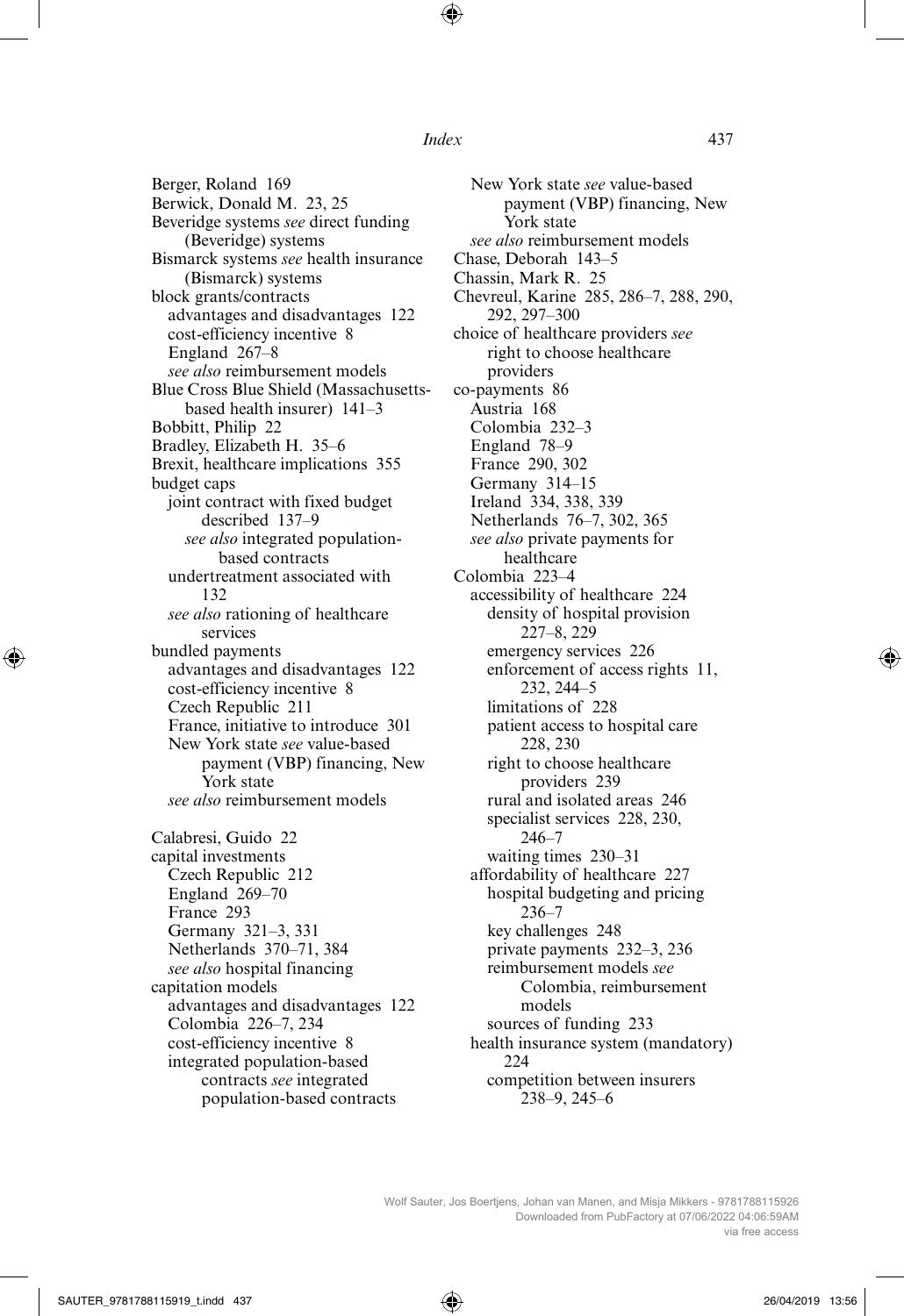Berger, Roland 169
Berwick, Donald M. 23, 25
Beveridge systems *see* direct funding (Beveridge) systems
Bismarck systems *see* health insurance (Bismarck) systems
block grants/contracts
  advantages and disadvantages 122
  cost-efficiency incentive 8
  England 267–8
  *see also* reimbursement models
Blue Cross Blue Shield (Massachusetts-based health insurer) 141–3
Bobbitt, Philip 22
Bradley, Elizabeth H. 35–6
Brexit, healthcare implications 355
budget caps
  joint contract with fixed budget described 137–9
    *see also* integrated population-based contracts
  undertreatment associated with 132
  *see also* rationing of healthcare services
bundled payments
  advantages and disadvantages 122
  cost-efficiency incentive 8
  Czech Republic 211
  France, initiative to introduce 301
  New York state *see* value-based payment (VBP) financing, New York state
  *see also* reimbursement models

Calabresi, Guido 22
capital investments
  Czech Republic 212
  England 269–70
  France 293
  Germany 321–3, 331
  Netherlands 370–71, 384
  *see also* hospital financing
capitation models
  advantages and disadvantages 122
  Colombia 226–7, 234
  cost-efficiency incentive 8
  integrated population-based contracts *see* integrated population-based contracts
  New York state *see* value-based payment (VBP) financing, New York state
  *see also* reimbursement models
Chase, Deborah 143–5
Chassin, Mark R. 25
Chevreul, Karine 285, 286–7, 288, 290, 292, 297–300
choice of healthcare providers *see* right to choose healthcare providers
co-payments 86
  Austria 168
  Colombia 232–3
  England 78–9
  France 290, 302
  Germany 314–15
  Ireland 334, 338, 339
  Netherlands 76–7, 302, 365
  *see also* private payments for healthcare
Colombia 223–4
  accessibility of healthcare 224
    density of hospital provision 227–8, 229
    emergency services 226
    enforcement of access rights 11, 232, 244–5
    limitations of 228
    patient access to hospital care 228, 230
    right to choose healthcare providers 239
    rural and isolated areas 246
    specialist services 228, 230, 246–7
    waiting times 230–31
  affordability of healthcare 227
    hospital budgeting and pricing 236–7
    key challenges 248
    private payments 232–3, 236
    reimbursement models *see* Colombia, reimbursement models
    sources of funding 233
  health insurance system (mandatory) 224
    competition between insurers 238–9, 245–6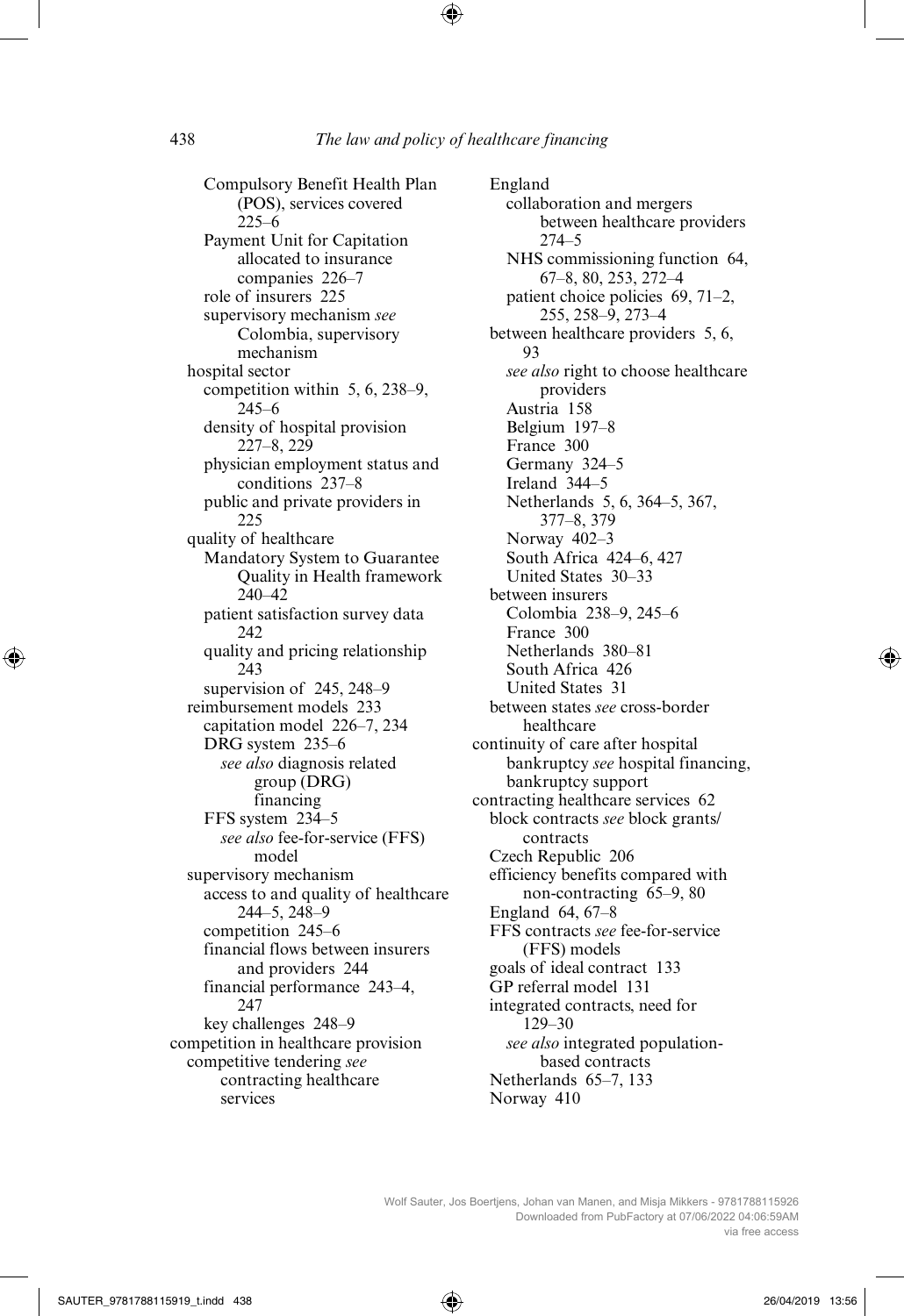Compulsory Benefit Health Plan (POS), services covered 225–6
Payment Unit for Capitation allocated to insurance companies 226–7
role of insurers 225
supervisory mechanism *see* Colombia, supervisory mechanism
hospital sector
competition within 5, 6, 238–9, 245–6
density of hospital provision 227–8, 229
physician employment status and conditions 237–8
public and private providers in 225
quality of healthcare
Mandatory System to Guarantee Quality in Health framework 240–42
patient satisfaction survey data 242
quality and pricing relationship 243
supervision of 245, 248–9
reimbursement models 233
capitation model 226–7, 234
DRG system 235–6
*see also* diagnosis related group (DRG) financing
FFS system 234–5
*see also* fee-for-service (FFS) model
supervisory mechanism
access to and quality of healthcare 244–5, 248–9
competition 245–6
financial flows between insurers and providers 244
financial performance 243–4, 247
key challenges 248–9
competition in healthcare provision
competitive tendering *see* contracting healthcare services
England
collaboration and mergers between healthcare providers 274–5
NHS commissioning function 64, 67–8, 80, 253, 272–4
patient choice policies 69, 71–2, 255, 258–9, 273–4
between healthcare providers 5, 6, 93
*see also* right to choose healthcare providers
Austria 158
Belgium 197–8
France 300
Germany 324–5
Ireland 344–5
Netherlands 5, 6, 364–5, 367, 377–8, 379
Norway 402–3
South Africa 424–6, 427
United States 30–33
between insurers
Colombia 238–9, 245–6
France 300
Netherlands 380–81
South Africa 426
United States 31
between states *see* cross-border healthcare
continuity of care after hospital bankruptcy *see* hospital financing, bankruptcy support
contracting healthcare services 62
block contracts *see* block grants/contracts
Czech Republic 206
efficiency benefits compared with non-contracting 65–9, 80
England 64, 67–8
FFS contracts *see* fee-for-service (FFS) models
goals of ideal contract 133
GP referral model 131
integrated contracts, need for 129–30
*see also* integrated population-based contracts
Netherlands 65–7, 133
Norway 410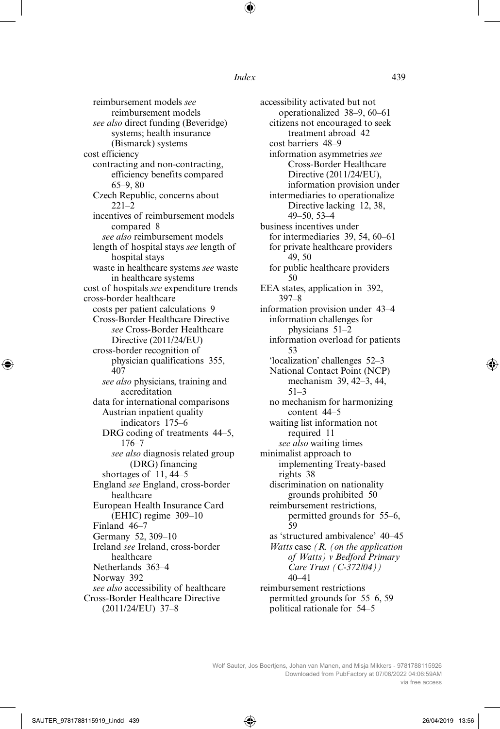reimbursement models *see* reimbursement models
*see also* direct funding (Beveridge) systems; health insurance (Bismarck) systems

cost efficiency
contracting and non-contracting, efficiency benefits compared 65–9, 80
Czech Republic, concerns about 221–2
incentives of reimbursement models compared 8
*see also* reimbursement models
length of hospital stays *see* length of hospital stays
waste in healthcare systems *see* waste in healthcare systems

cost of hospitals *see* expenditure trends

cross-border healthcare
costs per patient calculations 9
Cross-Border Healthcare Directive *see* Cross-Border Healthcare Directive (2011/24/EU)
cross-border recognition of physician qualifications 355, 407
*see also* physicians, training and accreditation
data for international comparisons
Austrian inpatient quality indicators 175–6
DRG coding of treatments 44–5, 176–7
*see also* diagnosis related group (DRG) financing
shortages of 11, 44–5
England *see* England, cross-border healthcare
European Health Insurance Card (EHIC) regime 309–10
Finland 46–7
Germany 52, 309–10
Ireland *see* Ireland, cross-border healthcare
Netherlands 363–4
Norway 392
*see also* accessibility of healthcare

Cross-Border Healthcare Directive (2011/24/EU) 37–8
accessibility activated but not operationalized 38–9, 60–61
citizens not encouraged to seek treatment abroad 42
cost barriers 48–9
information asymmetries *see* Cross-Border Healthcare Directive (2011/24/EU), information provision under
intermediaries to operationalize Directive lacking 12, 38, 49–50, 53–4
business incentives under
for intermediaries 39, 54, 60–61
for private healthcare providers 49, 50
for public healthcare providers 50
EEA states, application in 392, 397–8
information provision under 43–4
information challenges for physicians 51–2
information overload for patients 53
'localization' challenges 52–3
National Contact Point (NCP) mechanism 39, 42–3, 44, 51–3
no mechanism for harmonizing content 44–5
waiting list information not required 11
*see also* waiting times
minimalist approach to implementing Treaty-based rights 38
discrimination on nationality grounds prohibited 50
reimbursement restrictions, permitted grounds for 55–6, 59
as 'structured ambivalence' 40–45
*Watts* case *(R. (on the application of Watts) v Bedford Primary Care Trust (C-372/04))* 40–41
reimbursement restrictions
permitted grounds for 55–6, 59
political rationale for 54–5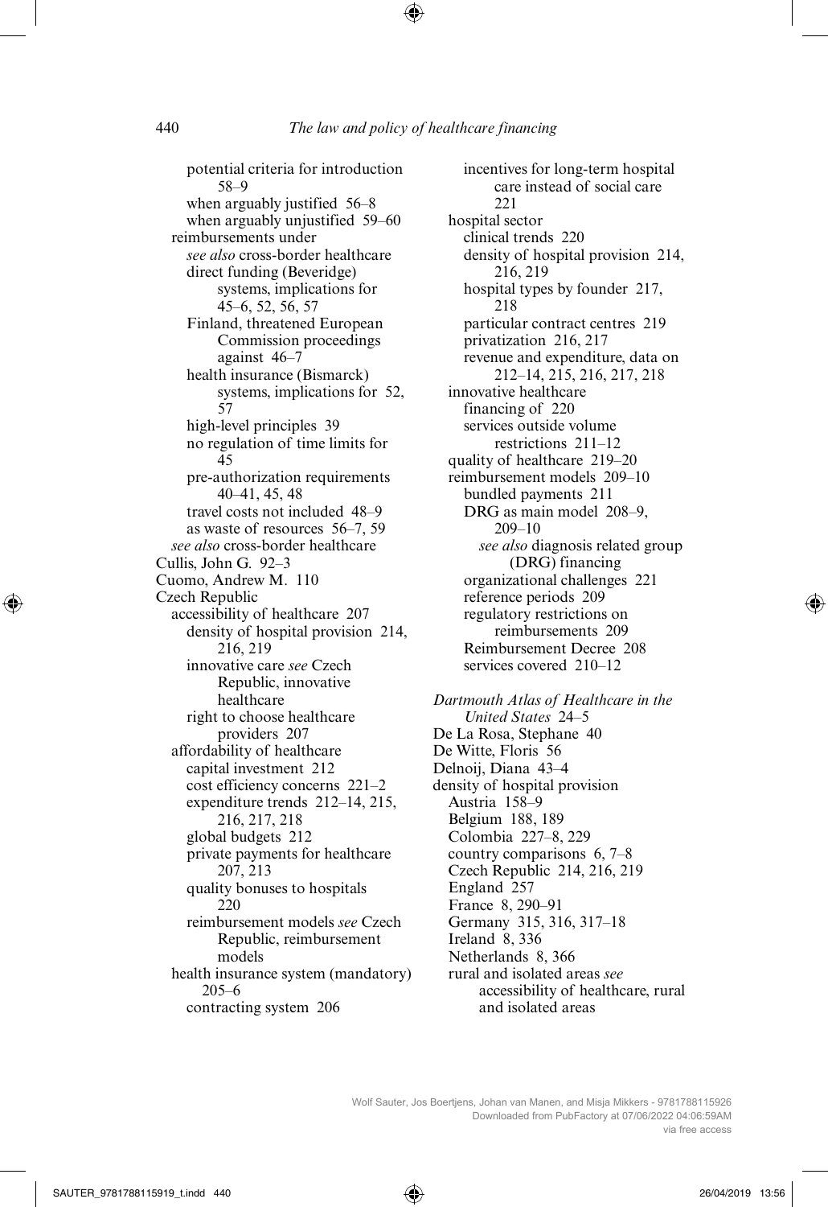potential criteria for introduction 58–9
when arguably justified 56–8
when arguably unjustified 59–60
reimbursements under
*see also* cross-border healthcare
direct funding (Beveridge) systems, implications for 45–6, 52, 56, 57
Finland, threatened European Commission proceedings against 46–7
health insurance (Bismarck) systems, implications for 52, 57
high-level principles 39
no regulation of time limits for 45
pre-authorization requirements 40–41, 45, 48
travel costs not included 48–9
as waste of resources 56–7, 59
*see also* cross-border healthcare
Cullis, John G. 92–3
Cuomo, Andrew M. 110
Czech Republic
accessibility of healthcare 207
density of hospital provision 214, 216, 219
innovative care *see* Czech Republic, innovative healthcare
right to choose healthcare providers 207
affordability of healthcare
capital investment 212
cost efficiency concerns 221–2
expenditure trends 212–14, 215, 216, 217, 218
global budgets 212
private payments for healthcare 207, 213
quality bonuses to hospitals 220
reimbursement models *see* Czech Republic, reimbursement models
health insurance system (mandatory) 205–6
contracting system 206
incentives for long-term hospital care instead of social care 221
hospital sector
clinical trends 220
density of hospital provision 214, 216, 219
hospital types by founder 217, 218
particular contract centres 219
privatization 216, 217
revenue and expenditure, data on 212–14, 215, 216, 217, 218
innovative healthcare
financing of 220
services outside volume restrictions 211–12
quality of healthcare 219–20
reimbursement models 209–10
bundled payments 211
DRG as main model 208–9, 209–10
*see also* diagnosis related group (DRG) financing
organizational challenges 221
reference periods 209
regulatory restrictions on reimbursements 209
Reimbursement Decree 208
services covered 210–12

*Dartmouth Atlas of Healthcare in the United States* 24–5
De La Rosa, Stephane 40
De Witte, Floris 56
Delnoij, Diana 43–4
density of hospital provision
Austria 158–9
Belgium 188, 189
Colombia 227–8, 229
country comparisons 6, 7–8
Czech Republic 214, 216, 219
England 257
France 8, 290–91
Germany 315, 316, 317–18
Ireland 8, 336
Netherlands 8, 366
rural and isolated areas *see* accessibility of healthcare, rural and isolated areas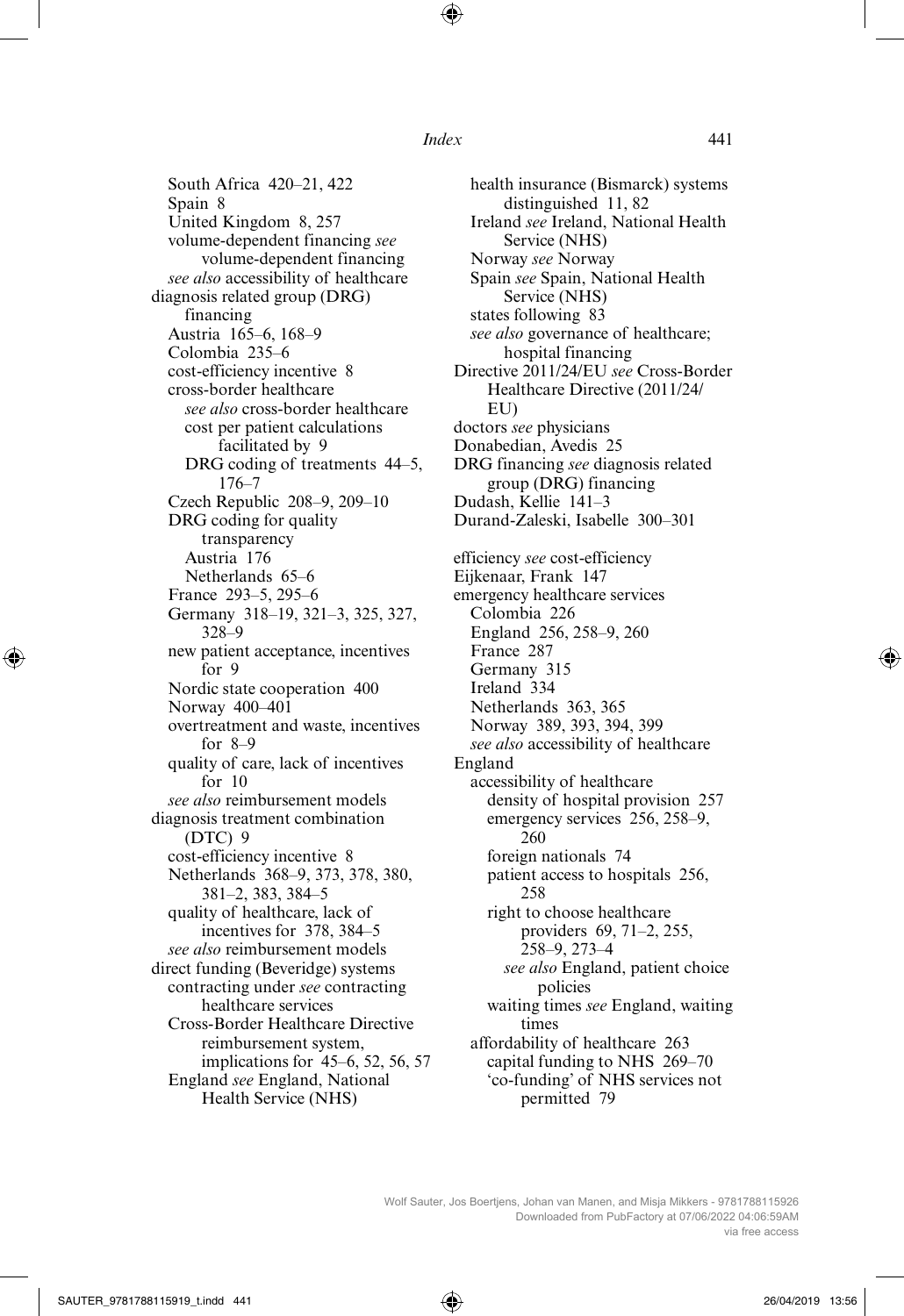South Africa 420–21, 422
Spain 8
United Kingdom 8, 257
volume-dependent financing *see* volume-dependent financing
*see also* accessibility of healthcare

diagnosis related group (DRG) financing
- Austria 165–6, 168–9
- Colombia 235–6
- cost-efficiency incentive 8
- cross-border healthcare
  - *see also* cross-border healthcare
  - cost per patient calculations facilitated by 9
  - DRG coding of treatments 44–5, 176–7
- Czech Republic 208–9, 209–10
- DRG coding for quality transparency
  - Austria 176
  - Netherlands 65–6
- France 293–5, 295–6
- Germany 318–19, 321–3, 325, 327, 328–9
- new patient acceptance, incentives for 9
- Nordic state cooperation 400
- Norway 400–401
- overtreatment and waste, incentives for 8–9
- quality of care, lack of incentives for 10
- *see also* reimbursement models

diagnosis treatment combination (DTC) 9
- cost-efficiency incentive 8
- Netherlands 368–9, 373, 378, 380, 381–2, 383, 384–5
- quality of healthcare, lack of incentives for 378, 384–5
- *see also* reimbursement models

direct funding (Beveridge) systems
- contracting under *see* contracting healthcare services
- Cross-Border Healthcare Directive reimbursement system, implications for 45–6, 52, 56, 57
- England *see* England, National Health Service (NHS)
- health insurance (Bismarck) systems distinguished 11, 82
- Ireland *see* Ireland, National Health Service (NHS)
- Norway *see* Norway
- Spain *see* Spain, National Health Service (NHS)
- states following 83
- *see also* governance of healthcare; hospital financing

Directive 2011/24/EU *see* Cross-Border Healthcare Directive (2011/24/EU)

doctors *see* physicians

Donabedian, Avedis 25

DRG financing *see* diagnosis related group (DRG) financing

Dudash, Kellie 141–3

Durand-Zaleski, Isabelle 300–301

efficiency *see* cost-efficiency

Eijkenaar, Frank 147

emergency healthcare services
- Colombia 226
- England 256, 258–9, 260
- France 287
- Germany 315
- Ireland 334
- Netherlands 363, 365
- Norway 389, 393, 394, 399
- *see also* accessibility of healthcare

England
- accessibility of healthcare
  - density of hospital provision 257
  - emergency services 256, 258–9, 260
  - foreign nationals 74
  - patient access to hospitals 256, 258
  - right to choose healthcare providers 69, 71–2, 255, 258–9, 273–4
    - *see also* England, patient choice policies
  - waiting times *see* England, waiting times
- affordability of healthcare 263
  - capital funding to NHS 269–70
  - 'co-funding' of NHS services not permitted 79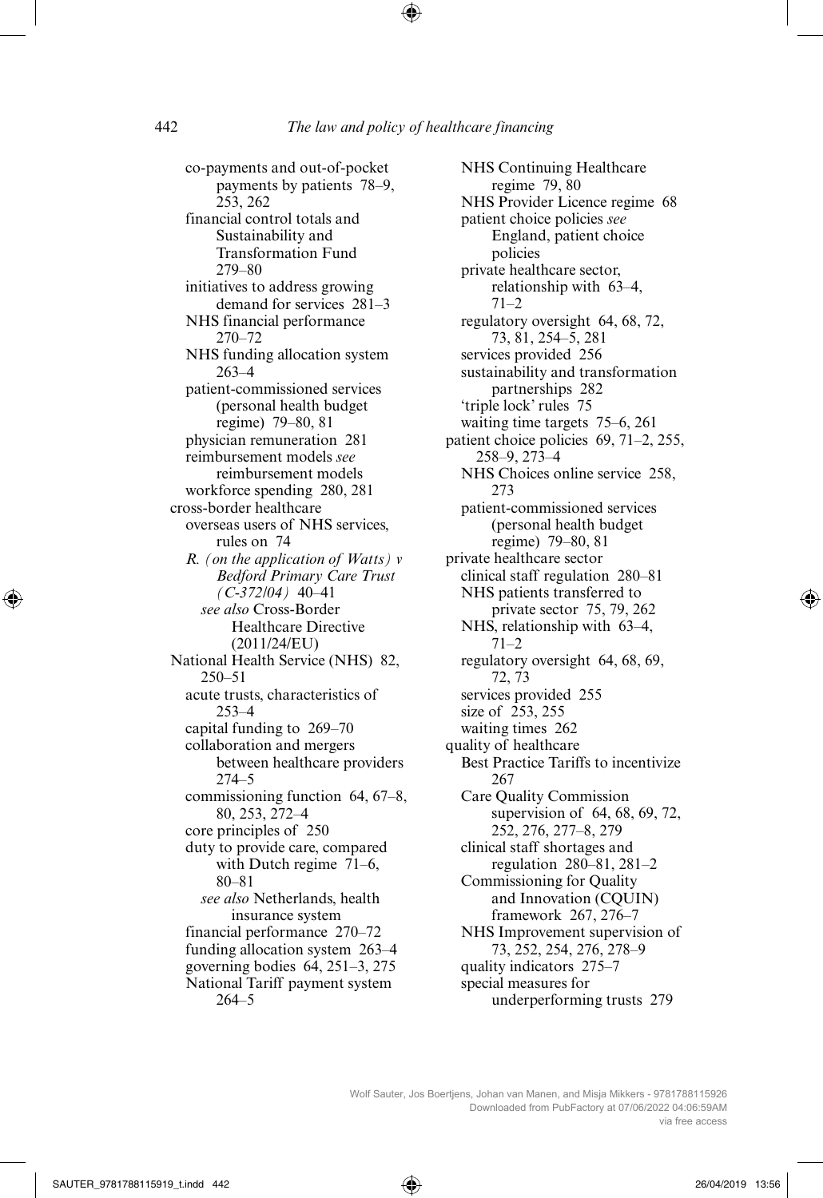co-payments and out-of-pocket payments by patients 78–9, 253, 262
financial control totals and Sustainability and Transformation Fund 279–80
initiatives to address growing demand for services 281–3
NHS financial performance 270–72
NHS funding allocation system 263–4
patient-commissioned services (personal health budget regime) 79–80, 81
physician remuneration 281
reimbursement models *see* reimbursement models
workforce spending 280, 281

cross-border healthcare
overseas users of NHS services, rules on 74
*R. (on the application of Watts) v Bedford Primary Care Trust (C-372/04)* 40–41
*see also* Cross-Border Healthcare Directive (2011/24/EU)

National Health Service (NHS) 82, 250–51
acute trusts, characteristics of 253–4
capital funding to 269–70
collaboration and mergers between healthcare providers 274–5
commissioning function 64, 67–8, 80, 253, 272–4
core principles of 250
duty to provide care, compared with Dutch regime 71–6, 80–81
*see also* Netherlands, health insurance system
financial performance 270–72
funding allocation system 263–4
governing bodies 64, 251–3, 275
National Tariff payment system 264–5
NHS Continuing Healthcare regime 79, 80
NHS Provider Licence regime 68
patient choice policies *see* England, patient choice policies
private healthcare sector, relationship with 63–4, 71–2
regulatory oversight 64, 68, 72, 73, 81, 254–5, 281
services provided 256
sustainability and transformation partnerships 282
'triple lock' rules 75
waiting time targets 75–6, 261

patient choice policies 69, 71–2, 255, 258–9, 273–4
NHS Choices online service 258, 273
patient-commissioned services (personal health budget regime) 79–80, 81

private healthcare sector
clinical staff regulation 280–81
NHS patients transferred to private sector 75, 79, 262
NHS, relationship with 63–4, 71–2
regulatory oversight 64, 68, 69, 72, 73
services provided 255
size of 253, 255
waiting times 262

quality of healthcare
Best Practice Tariffs to incentivize 267
Care Quality Commission supervision of 64, 68, 69, 72, 252, 276, 277–8, 279
clinical staff shortages and regulation 280–81, 281–2
Commissioning for Quality and Innovation (CQUIN) framework 267, 276–7
NHS Improvement supervision of 73, 252, 254, 276, 278–9
quality indicators 275–7
special measures for underperforming trusts 279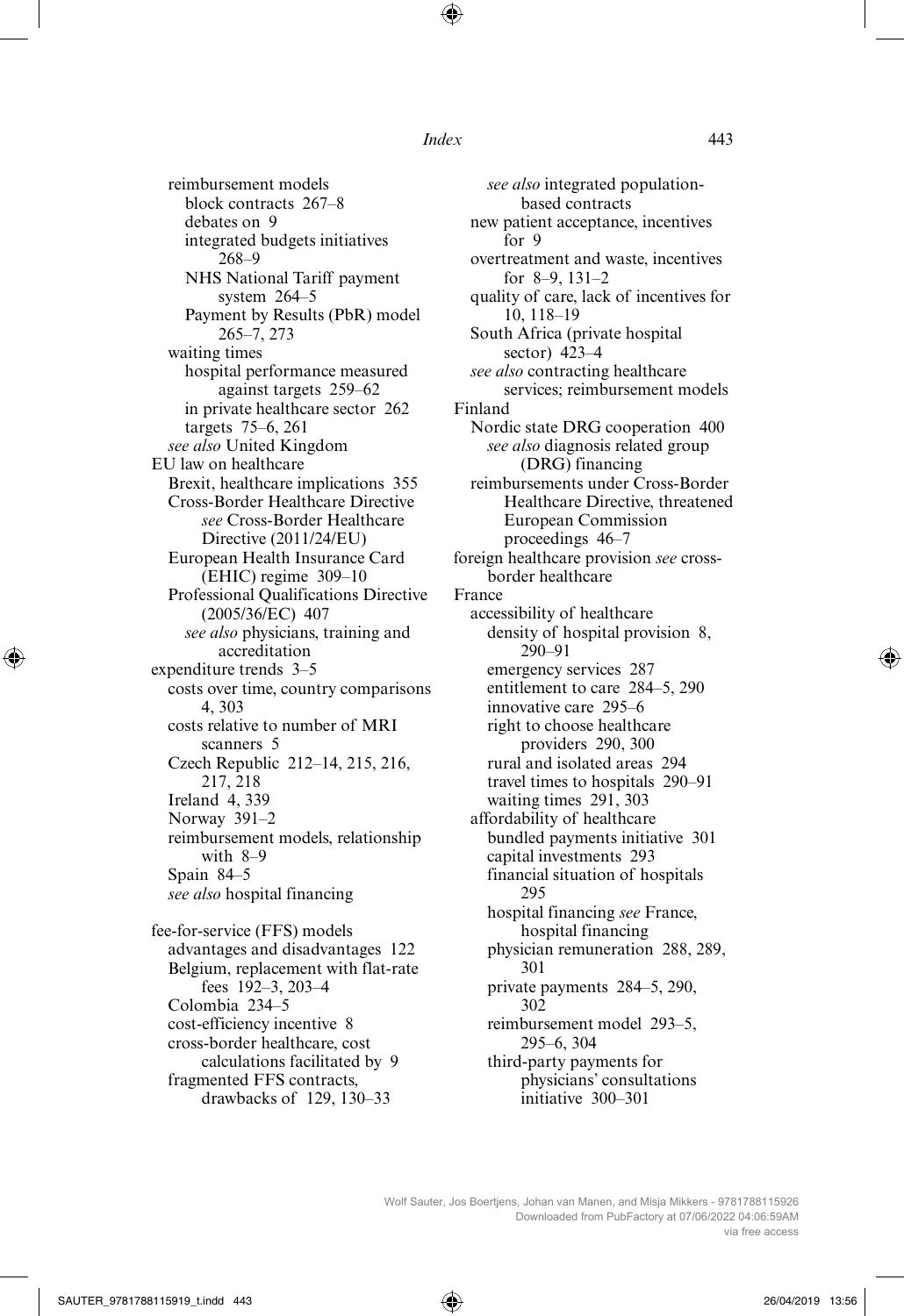reimbursement models
  block contracts 267–8
  debates on 9
  integrated budgets initiatives 268–9
  NHS National Tariff payment system 264–5
  Payment by Results (PbR) model 265–7, 273
waiting times
  hospital performance measured against targets 259–62
  in private healthcare sector 262
  targets 75–6, 261
*see also* United Kingdom

EU law on healthcare
  Brexit, healthcare implications 355
  Cross-Border Healthcare Directive *see* Cross-Border Healthcare Directive (2011/24/EU)
  European Health Insurance Card (EHIC) regime 309–10
  Professional Qualifications Directive (2005/36/EC) 407
    *see also* physicians, training and accreditation

expenditure trends 3–5
  costs over time, country comparisons 4, 303
  costs relative to number of MRI scanners 5
  Czech Republic 212–14, 215, 216, 217, 218
  Ireland 4, 339
  Norway 391–2
  reimbursement models, relationship with 8–9
  Spain 84–5
  *see also* hospital financing

fee-for-service (FFS) models
  advantages and disadvantages 122
  Belgium, replacement with flat-rate fees 192–3, 203–4
  Colombia 234–5
  cost-efficiency incentive 8
  cross-border healthcare, cost calculations facilitated by 9
  fragmented FFS contracts, drawbacks of 129, 130–33
  *see also* integrated population-based contracts
  new patient acceptance, incentives for 9
  overtreatment and waste, incentives for 8–9, 131–2
  quality of care, lack of incentives for 10, 118–19
  South Africa (private hospital sector) 423–4
  *see also* contracting healthcare services; reimbursement models

Finland
  Nordic state DRG cooperation 400
    *see also* diagnosis related group (DRG) financing
  reimbursements under Cross-Border Healthcare Directive, threatened European Commission proceedings 46–7

foreign healthcare provision *see* cross-border healthcare

France
  accessibility of healthcare
    density of hospital provision 8, 290–91
    emergency services 287
    entitlement to care 284–5, 290
    innovative care 295–6
    right to choose healthcare providers 290, 300
    rural and isolated areas 294
    travel times to hospitals 290–91
    waiting times 291, 303
  affordability of healthcare
    bundled payments initiative 301
    capital investments 293
    financial situation of hospitals 295
    hospital financing *see* France, hospital financing
    physician remuneration 288, 289, 301
    private payments 284–5, 290, 302
    reimbursement model 293–5, 295–6, 304
    third-party payments for physicians' consultations initiative 300–301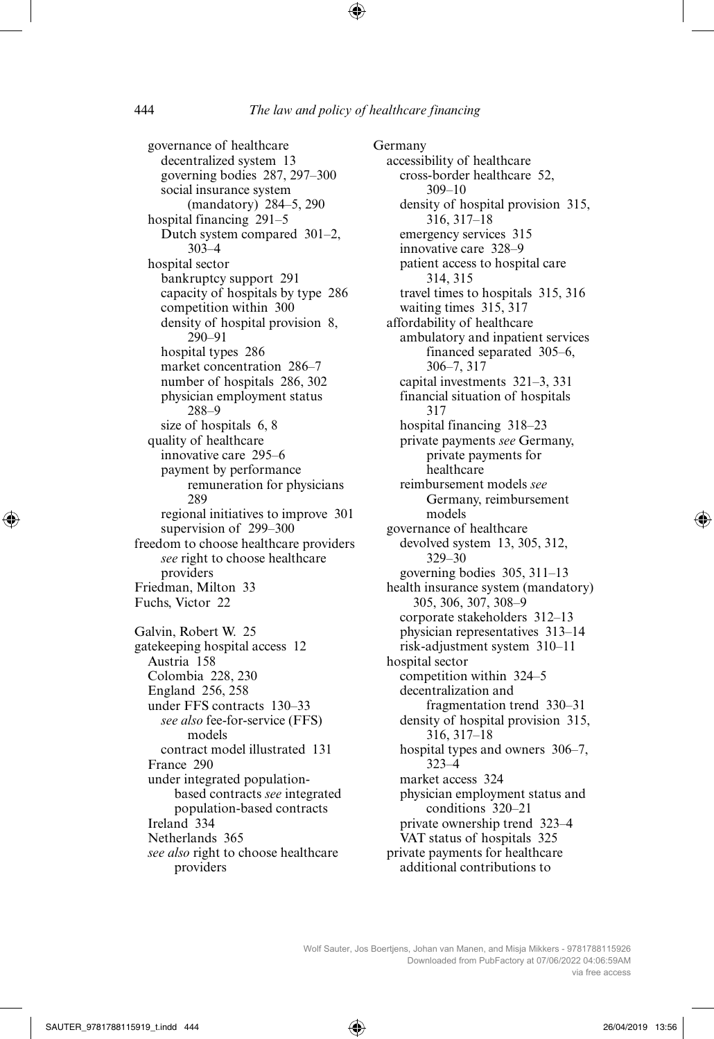governance of healthcare
  decentralized system 13
  governing bodies 287, 297–300
  social insurance system (mandatory) 284–5, 290
hospital financing 291–5
  Dutch system compared 301–2, 303–4
hospital sector
  bankruptcy support 291
  capacity of hospitals by type 286
  competition within 300
  density of hospital provision 8, 290–91
  hospital types 286
  market concentration 286–7
  number of hospitals 286, 302
  physician employment status 288–9
  size of hospitals 6, 8
quality of healthcare
  innovative care 295–6
  payment by performance remuneration for physicians 289
  regional initiatives to improve 301
  supervision of 299–300
freedom to choose healthcare providers *see* right to choose healthcare providers
Friedman, Milton 33
Fuchs, Victor 22

Galvin, Robert W. 25
gatekeeping hospital access 12
  Austria 158
  Colombia 228, 230
  England 256, 258
  under FFS contracts 130–33
    *see also* fee-for-service (FFS) models
    contract model illustrated 131
  France 290
  under integrated population-based contracts *see* integrated population-based contracts
  Ireland 334
  Netherlands 365
  *see also* right to choose healthcare providers

Germany
  accessibility of healthcare
    cross-border healthcare 52, 309–10
    density of hospital provision 315, 316, 317–18
    emergency services 315
    innovative care 328–9
    patient access to hospital care 314, 315
    travel times to hospitals 315, 316
    waiting times 315, 317
  affordability of healthcare
    ambulatory and inpatient services financed separated 305–6, 306–7, 317
    capital investments 321–3, 331
    financial situation of hospitals 317
    hospital financing 318–23
    private payments *see* Germany, private payments for healthcare
    reimbursement models *see* Germany, reimbursement models
  governance of healthcare
    devolved system 13, 305, 312, 329–30
    governing bodies 305, 311–13
  health insurance system (mandatory) 305, 306, 307, 308–9
    corporate stakeholders 312–13
    physician representatives 313–14
    risk-adjustment system 310–11
  hospital sector
    competition within 324–5
    decentralization and fragmentation trend 330–31
    density of hospital provision 315, 316, 317–18
    hospital types and owners 306–7, 323–4
    market access 324
    physician employment status and conditions 320–21
    private ownership trend 323–4
    VAT status of hospitals 325
  private payments for healthcare
    additional contributions to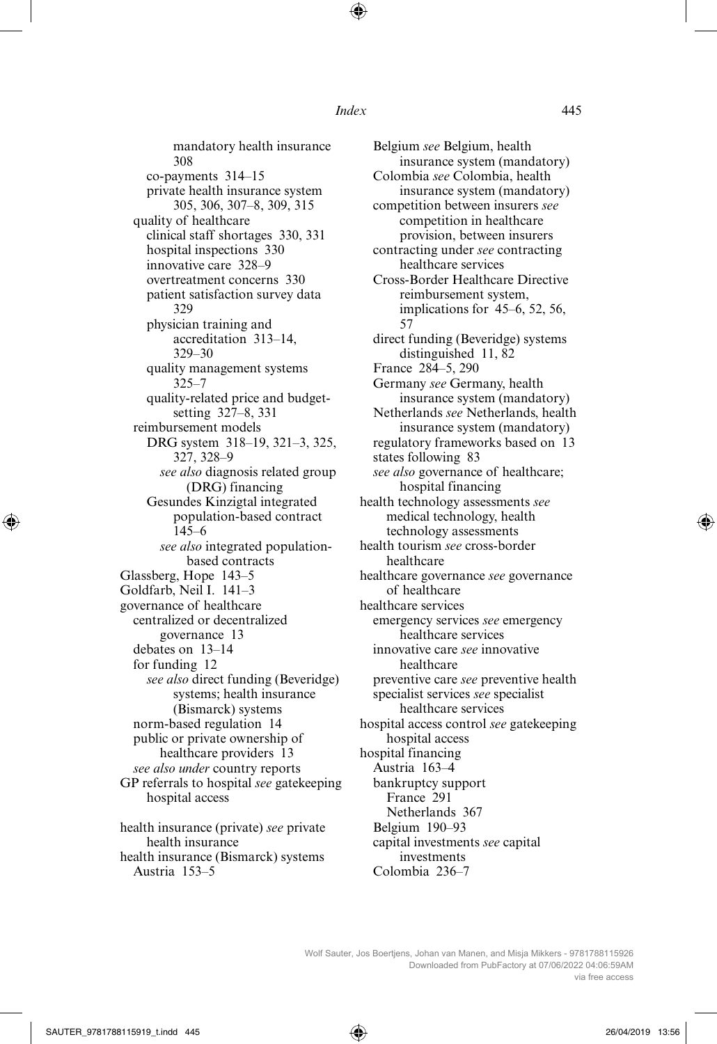mandatory health insurance 308
co-payments 314–15
private health insurance system 305, 306, 307–8, 309, 315
quality of healthcare
clinical staff shortages 330, 331
hospital inspections 330
innovative care 328–9
overtreatment concerns 330
patient satisfaction survey data 329
physician training and accreditation 313–14, 329–30
quality management systems 325–7
quality-related price and budget-setting 327–8, 331
reimbursement models
DRG system 318–19, 321–3, 325, 327, 328–9
*see also* diagnosis related group (DRG) financing
Gesundes Kinzigtal integrated population-based contract 145–6
*see also* integrated population-based contracts
Glassberg, Hope 143–5
Goldfarb, Neil I. 141–3
governance of healthcare
centralized or decentralized governance 13
debates on 13–14
for funding 12
*see also* direct funding (Beveridge) systems; health insurance (Bismarck) systems
norm-based regulation 14
public or private ownership of healthcare providers 13
*see also under* country reports
GP referrals to hospital *see* gatekeeping hospital access

health insurance (private) *see* private health insurance
health insurance (Bismarck) systems
Austria 153–5
Belgium *see* Belgium, health insurance system (mandatory)
Colombia *see* Colombia, health insurance system (mandatory)
competition between insurers *see* competition in healthcare provision, between insurers
contracting under *see* contracting healthcare services
Cross-Border Healthcare Directive reimbursement system, implications for 45–6, 52, 56, 57
direct funding (Beveridge) systems distinguished 11, 82
France 284–5, 290
Germany *see* Germany, health insurance system (mandatory)
Netherlands *see* Netherlands, health insurance system (mandatory)
regulatory frameworks based on 13
states following 83
*see also* governance of healthcare; hospital financing
health technology assessments *see* medical technology, health technology assessments
health tourism *see* cross-border healthcare
healthcare governance *see* governance of healthcare
healthcare services
emergency services *see* emergency healthcare services
innovative care *see* innovative healthcare
preventive care *see* preventive health
specialist services *see* specialist healthcare services
hospital access control *see* gatekeeping hospital access
hospital financing
Austria 163–4
bankruptcy support
France 291
Netherlands 367
Belgium 190–93
capital investments *see* capital investments
Colombia 236–7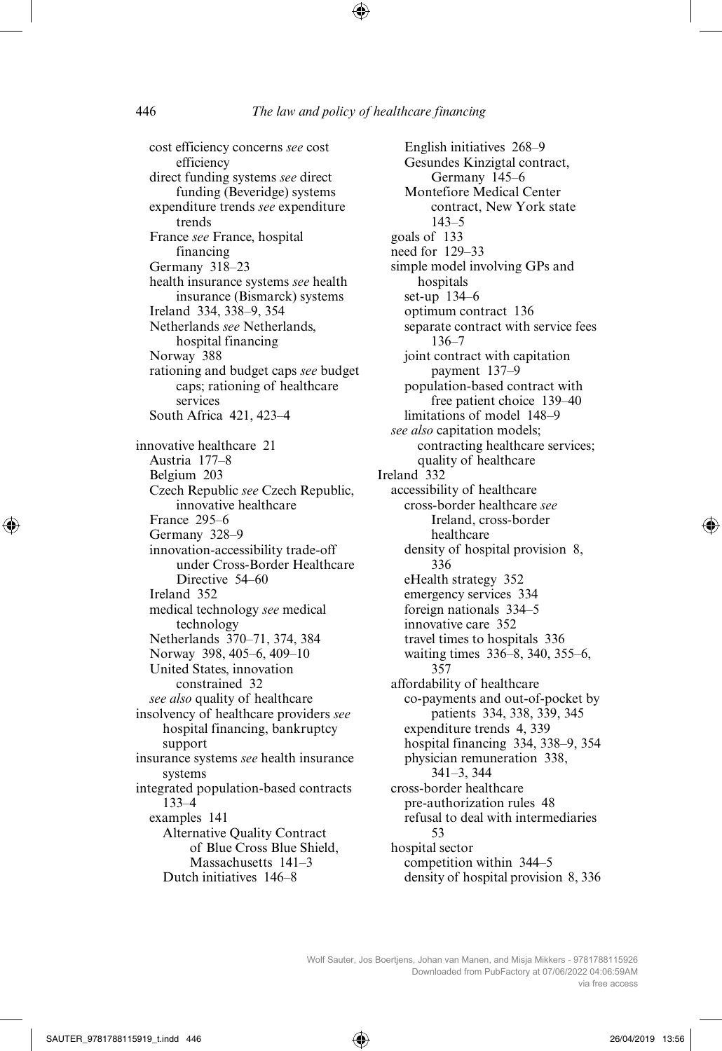cost efficiency concerns *see* cost efficiency
direct funding systems *see* direct funding (Beveridge) systems
expenditure trends *see* expenditure trends
France *see* France, hospital financing
Germany 318–23
health insurance systems *see* health insurance (Bismarck) systems
Ireland 334, 338–9, 354
Netherlands *see* Netherlands, hospital financing
Norway 388
rationing and budget caps *see* budget caps; rationing of healthcare services
South Africa 421, 423–4

innovative healthcare 21
- Austria 177–8
- Belgium 203
- Czech Republic *see* Czech Republic, innovative healthcare
- France 295–6
- Germany 328–9
- innovation-accessibility trade-off under Cross-Border Healthcare Directive 54–60
- Ireland 352
- medical technology *see* medical technology
- Netherlands 370–71, 374, 384
- Norway 398, 405–6, 409–10
- United States, innovation constrained 32
- *see also* quality of healthcare

insolvency of healthcare providers *see* hospital financing, bankruptcy support

insurance systems *see* health insurance systems

integrated population-based contracts 133–4
- examples 141
  - Alternative Quality Contract of Blue Cross Blue Shield, Massachusetts 141–3
  - Dutch initiatives 146–8
  - English initiatives 268–9
  - Gesundes Kinzigtal contract, Germany 145–6
  - Montefiore Medical Center contract, New York state 143–5
- goals of 133
- need for 129–33
- simple model involving GPs and hospitals
  - set-up 134–6
  - optimum contract 136
  - separate contract with service fees 136–7
  - joint contract with capitation payment 137–9
  - population-based contract with free patient choice 139–40
  - limitations of model 148–9
- *see also* capitation models; contracting healthcare services; quality of healthcare

Ireland 332
- accessibility of healthcare
  - cross-border healthcare *see* Ireland, cross-border healthcare
  - density of hospital provision 8, 336
  - eHealth strategy 352
  - emergency services 334
  - foreign nationals 334–5
  - innovative care 352
  - travel times to hospitals 336
  - waiting times 336–8, 340, 355–6, 357
- affordability of healthcare
  - co-payments and out-of-pocket by patients 334, 338, 339, 345
  - expenditure trends 4, 339
  - hospital financing 334, 338–9, 354
  - physician remuneration 338, 341–3, 344
- cross-border healthcare
  - pre-authorization rules 48
  - refusal to deal with intermediaries 53
- hospital sector
  - competition within 344–5
  - density of hospital provision 8, 336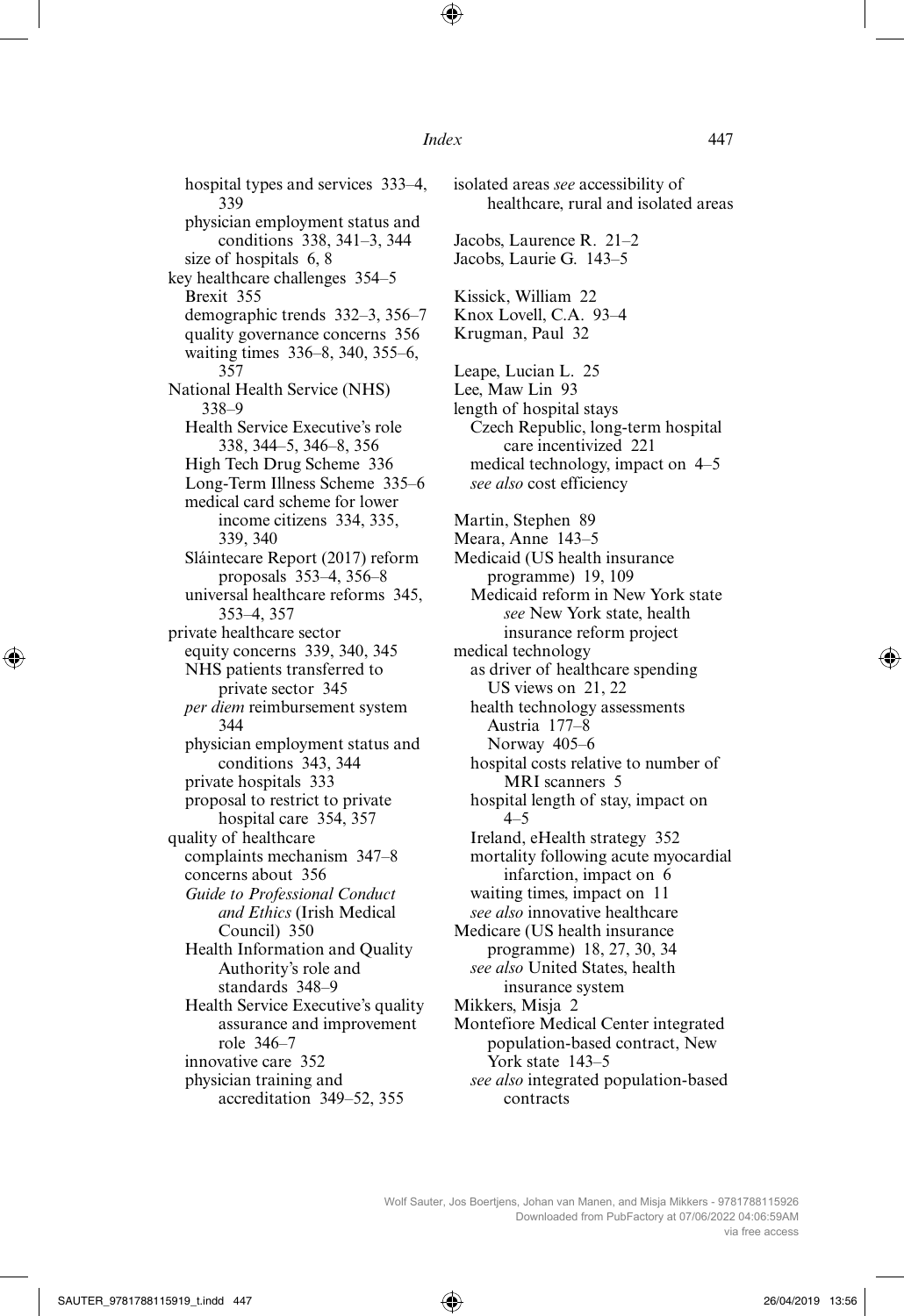hospital types and services 333–4, 339
physician employment status and conditions 338, 341–3, 344
size of hospitals 6, 8
key healthcare challenges 354–5
Brexit 355
demographic trends 332–3, 356–7
quality governance concerns 356
waiting times 336–8, 340, 355–6, 357
National Health Service (NHS) 338–9
Health Service Executive's role 338, 344–5, 346–8, 356
High Tech Drug Scheme 336
Long-Term Illness Scheme 335–6
medical card scheme for lower income citizens 334, 335, 339, 340
Sláintecare Report (2017) reform proposals 353–4, 356–8
universal healthcare reforms 345, 353–4, 357
private healthcare sector
equity concerns 339, 340, 345
NHS patients transferred to private sector 345
*per diem* reimbursement system 344
physician employment status and conditions 343, 344
private hospitals 333
proposal to restrict to private hospital care 354, 357
quality of healthcare
complaints mechanism 347–8
concerns about 356
*Guide to Professional Conduct and Ethics* (Irish Medical Council) 350
Health Information and Quality Authority's role and standards 348–9
Health Service Executive's quality assurance and improvement role 346–7
innovative care 352
physician training and accreditation 349–52, 355

isolated areas *see* accessibility of healthcare, rural and isolated areas

Jacobs, Laurence R. 21–2
Jacobs, Laurie G. 143–5

Kissick, William 22
Knox Lovell, C.A. 93–4
Krugman, Paul 32

Leape, Lucian L. 25
Lee, Maw Lin 93
length of hospital stays
Czech Republic, long-term hospital care incentivized 221
medical technology, impact on 4–5
*see also* cost efficiency

Martin, Stephen 89
Meara, Anne 143–5
Medicaid (US health insurance programme) 19, 109
Medicaid reform in New York state *see* New York state, health insurance reform project
medical technology
as driver of healthcare spending
US views on 21, 22
health technology assessments
Austria 177–8
Norway 405–6
hospital costs relative to number of MRI scanners 5
hospital length of stay, impact on 4–5
Ireland, eHealth strategy 352
mortality following acute myocardial infarction, impact on 6
waiting times, impact on 11
*see also* innovative healthcare
Medicare (US health insurance programme) 18, 27, 30, 34
*see also* United States, health insurance system
Mikkers, Misja 2
Montefiore Medical Center integrated population-based contract, New York state 143–5
*see also* integrated population-based contracts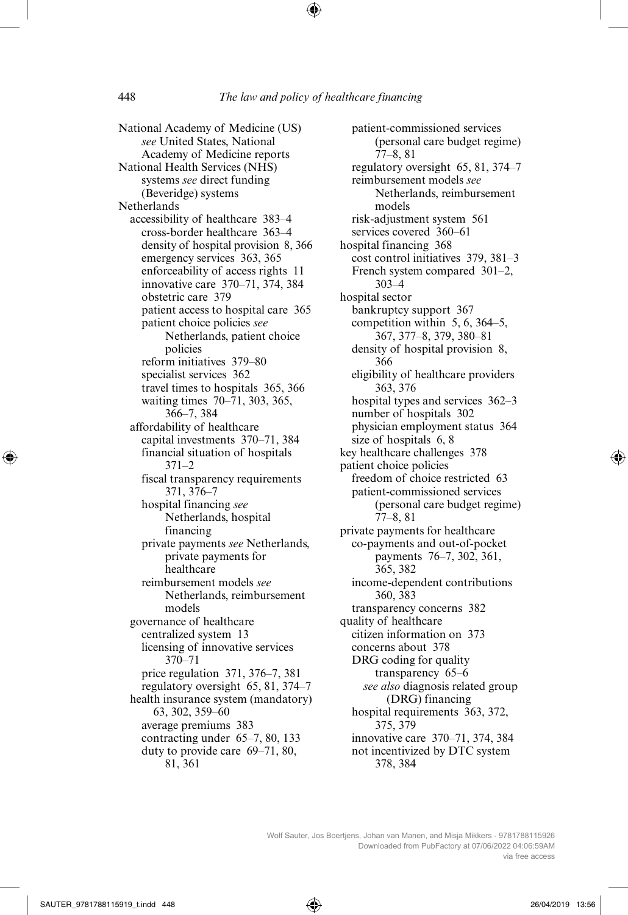National Academy of Medicine (US) *see* United States, National Academy of Medicine reports

National Health Services (NHS) systems *see* direct funding (Beveridge) systems

Netherlands
- accessibility of healthcare 383–4
  - cross-border healthcare 363–4
  - density of hospital provision 8, 366
  - emergency services 363, 365
  - enforceability of access rights 11
  - innovative care 370–71, 374, 384
  - obstetric care 379
  - patient access to hospital care 365
  - patient choice policies *see* Netherlands, patient choice policies
  - reform initiatives 379–80
  - specialist services 362
  - travel times to hospitals 365, 366
  - waiting times 70–71, 303, 365, 366–7, 384
- affordability of healthcare
  - capital investments 370–71, 384
  - financial situation of hospitals 371–2
  - fiscal transparency requirements 371, 376–7
  - hospital financing *see* Netherlands, hospital financing
  - private payments *see* Netherlands, private payments for healthcare
  - reimbursement models *see* Netherlands, reimbursement models
- governance of healthcare
  - centralized system 13
  - licensing of innovative services 370–71
  - price regulation 371, 376–7, 381
  - regulatory oversight 65, 81, 374–7
- health insurance system (mandatory) 63, 302, 359–60
  - average premiums 383
  - contracting under 65–7, 80, 133
  - duty to provide care 69–71, 80, 81, 361
  - patient-commissioned services (personal care budget regime) 77–8, 81
  - regulatory oversight 65, 81, 374–7
  - reimbursement models *see* Netherlands, reimbursement models
  - risk-adjustment system 561
  - services covered 360–61
- hospital financing 368
  - cost control initiatives 379, 381–3
  - French system compared 301–2, 303–4
- hospital sector
  - bankruptcy support 367
  - competition within 5, 6, 364–5, 367, 377–8, 379, 380–81
  - density of hospital provision 8, 366
  - eligibility of healthcare providers 363, 376
  - hospital types and services 362–3
  - number of hospitals 302
  - physician employment status 364
  - size of hospitals 6, 8
- key healthcare challenges 378
- patient choice policies
  - freedom of choice restricted 63
  - patient-commissioned services (personal care budget regime) 77–8, 81
- private payments for healthcare
  - co-payments and out-of-pocket payments 76–7, 302, 361, 365, 382
  - income-dependent contributions 360, 383
  - transparency concerns 382
- quality of healthcare
  - citizen information on 373
  - concerns about 378
  - DRG coding for quality transparency 65–6
    - *see also* diagnosis related group (DRG) financing
  - hospital requirements 363, 372, 375, 379
  - innovative care 370–71, 374, 384
  - not incentivized by DTC system 378, 384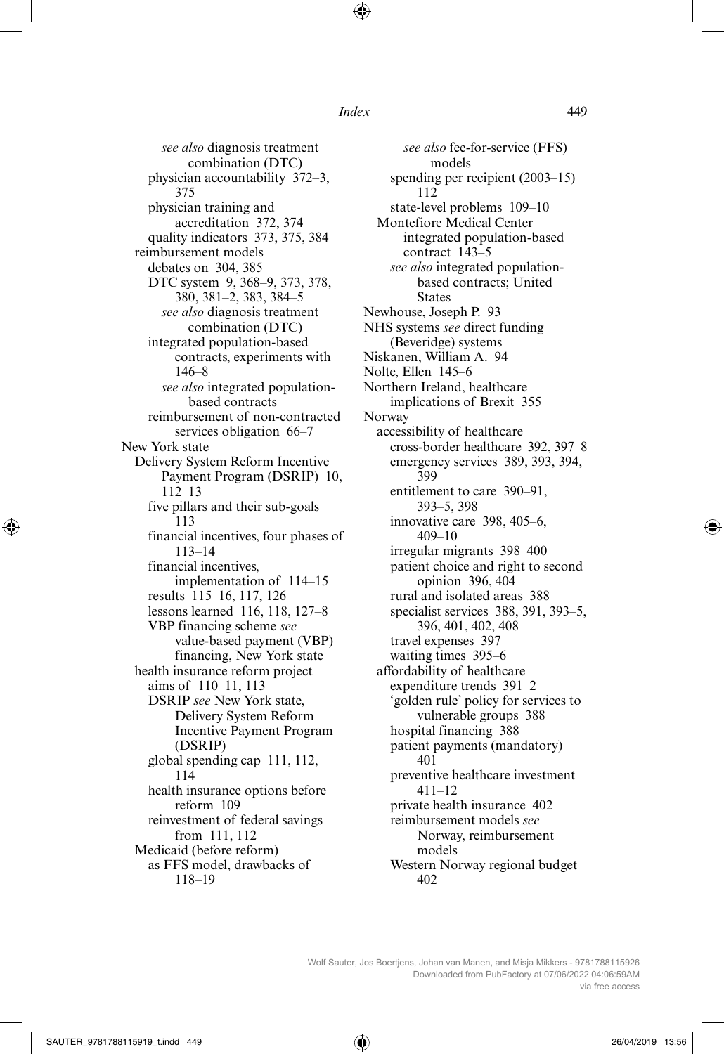*see also* diagnosis treatment combination (DTC)
physician accountability 372–3, 375
physician training and accreditation 372, 374
quality indicators 373, 375, 384
reimbursement models
debates on 304, 385
DTC system 9, 368–9, 373, 378, 380, 381–2, 383, 384–5
*see also* diagnosis treatment combination (DTC)
integrated population-based contracts, experiments with 146–8
*see also* integrated population-based contracts
reimbursement of non-contracted services obligation 66–7
New York state
Delivery System Reform Incentive Payment Program (DSRIP) 10, 112–13
five pillars and their sub-goals 113
financial incentives, four phases of 113–14
financial incentives, implementation of 114–15
results 115–16, 117, 126
lessons learned 116, 118, 127–8
VBP financing scheme *see* value-based payment (VBP) financing, New York state
health insurance reform project
aims of 110–11, 113
DSRIP *see* New York state, Delivery System Reform Incentive Payment Program (DSRIP)
global spending cap 111, 112, 114
health insurance options before reform 109
reinvestment of federal savings from 111, 112
Medicaid (before reform)
as FFS model, drawbacks of 118–19
*see also* fee-for-service (FFS) models
spending per recipient (2003–15) 112
state-level problems 109–10
Montefiore Medical Center integrated population-based contract 143–5
*see also* integrated population-based contracts; United States
Newhouse, Joseph P. 93
NHS systems *see* direct funding (Beveridge) systems
Niskanen, William A. 94
Nolte, Ellen 145–6
Northern Ireland, healthcare implications of Brexit 355
Norway
accessibility of healthcare
cross-border healthcare 392, 397–8
emergency services 389, 393, 394, 399
entitlement to care 390–91, 393–5, 398
innovative care 398, 405–6, 409–10
irregular migrants 398–400
patient choice and right to second opinion 396, 404
rural and isolated areas 388
specialist services 388, 391, 393–5, 396, 401, 402, 408
travel expenses 397
waiting times 395–6
affordability of healthcare
expenditure trends 391–2
'golden rule' policy for services to vulnerable groups 388
hospital financing 388
patient payments (mandatory) 401
preventive healthcare investment 411–12
private health insurance 402
reimbursement models *see* Norway, reimbursement models
Western Norway regional budget 402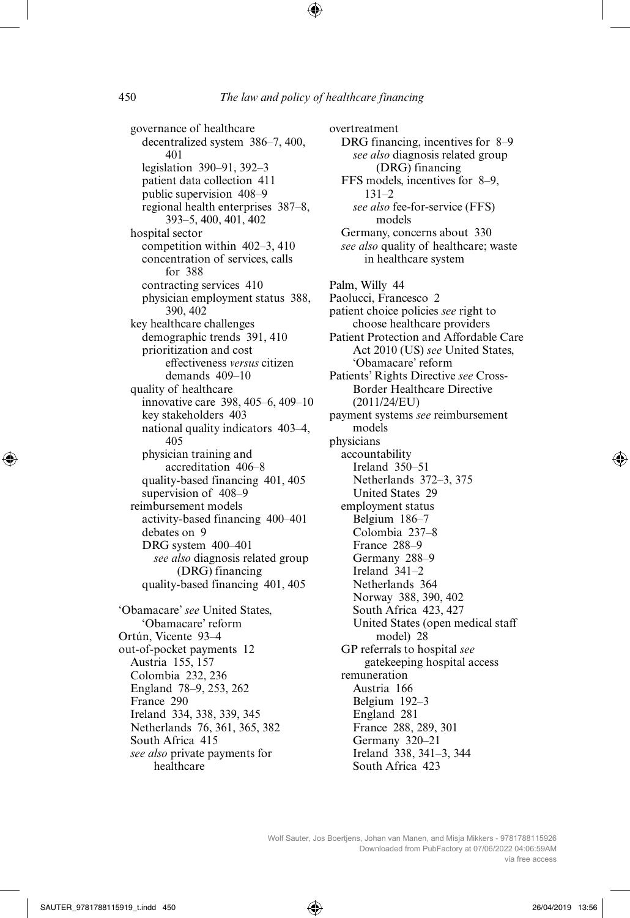governance of healthcare
- decentralized system 386–7, 400, 401
- legislation 390–91, 392–3
- patient data collection 411
- public supervision 408–9
- regional health enterprises 387–8, 393–5, 400, 401, 402

hospital sector
- competition within 402–3, 410
- concentration of services, calls for 388
- contracting services 410
- physician employment status 388, 390, 402

key healthcare challenges
- demographic trends 391, 410
- prioritization and cost effectiveness *versus* citizen demands 409–10

quality of healthcare
- innovative care 398, 405–6, 409–10
- key stakeholders 403
- national quality indicators 403–4, 405
- physician training and accreditation 406–8
- quality-based financing 401, 405
- supervision of 408–9

reimbursement models
- activity-based financing 400–401
- debates on 9
- DRG system 400–401
  - *see also* diagnosis related group (DRG) financing
- quality-based financing 401, 405

'Obamacare' *see* United States, 'Obamacare' reform
Ortún, Vicente 93–4
out-of-pocket payments 12
- Austria 155, 157
- Colombia 232, 236
- England 78–9, 253, 262
- France 290
- Ireland 334, 338, 339, 345
- Netherlands 76, 361, 365, 382
- South Africa 415
- *see also* private payments for healthcare

overtreatment
- DRG financing, incentives for 8–9
  - *see also* diagnosis related group (DRG) financing
- FFS models, incentives for 8–9, 131–2
  - *see also* fee-for-service (FFS) models
- Germany, concerns about 330
- *see also* quality of healthcare; waste in healthcare system

Palm, Willy 44
Paolucci, Francesco 2
patient choice policies *see* right to choose healthcare providers
Patient Protection and Affordable Care Act 2010 (US) *see* United States, 'Obamacare' reform
Patients' Rights Directive *see* Cross-Border Healthcare Directive (2011/24/EU)
payment systems *see* reimbursement models
physicians
- accountability
  - Ireland 350–51
  - Netherlands 372–3, 375
  - United States 29
- employment status
  - Belgium 186–7
  - Colombia 237–8
  - France 288–9
  - Germany 288–9
  - Ireland 341–2
  - Netherlands 364
  - Norway 388, 390, 402
  - South Africa 423, 427
  - United States (open medical staff model) 28
- GP referrals to hospital *see* gatekeeping hospital access
- remuneration
  - Austria 166
  - Belgium 192–3
  - England 281
  - France 288, 289, 301
  - Germany 320–21
  - Ireland 338, 341–3, 344
  - South Africa 423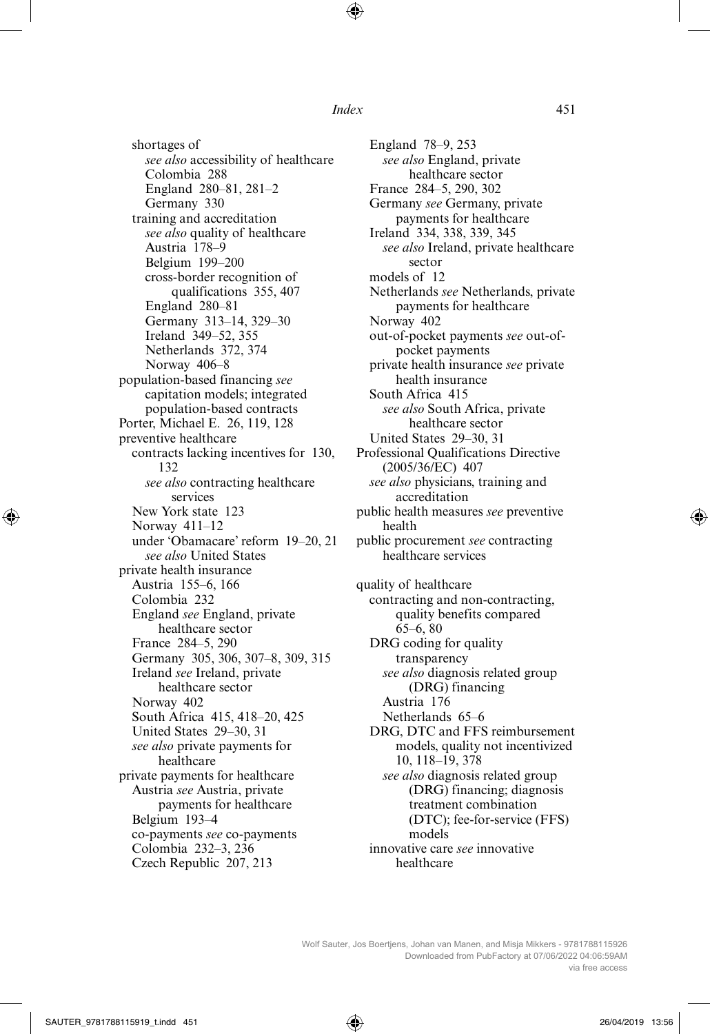shortages of
  *see also* accessibility of healthcare
  Colombia 288
  England 280–81, 281–2
  Germany 330
training and accreditation
  *see also* quality of healthcare
  Austria 178–9
  Belgium 199–200
  cross-border recognition of qualifications 355, 407
  England 280–81
  Germany 313–14, 329–30
  Ireland 349–52, 355
  Netherlands 372, 374
  Norway 406–8

population-based financing *see* capitation models; integrated population-based contracts

Porter, Michael E. 26, 119, 128

preventive healthcare
  contracts lacking incentives for 130, 132
    *see also* contracting healthcare services
  New York state 123
  Norway 411–12
  under 'Obamacare' reform 19–20, 21
    *see also* United States

private health insurance
  Austria 155–6, 166
  Colombia 232
  England *see* England, private healthcare sector
  France 284–5, 290
  Germany 305, 306, 307–8, 309, 315
  Ireland *see* Ireland, private healthcare sector
  Norway 402
  South Africa 415, 418–20, 425
  United States 29–30, 31
  *see also* private payments for healthcare

private payments for healthcare
  Austria *see* Austria, private payments for healthcare
  Belgium 193–4
  co-payments *see* co-payments
  Colombia 232–3, 236
  Czech Republic 207, 213
  England 78–9, 253
    *see also* England, private healthcare sector
  France 284–5, 290, 302
  Germany *see* Germany, private payments for healthcare
  Ireland 334, 338, 339, 345
    *see also* Ireland, private healthcare sector
  models of 12
  Netherlands *see* Netherlands, private payments for healthcare
  Norway 402
  out-of-pocket payments *see* out-of-pocket payments
  private health insurance *see* private health insurance
  South Africa 415
    *see also* South Africa, private healthcare sector
  United States 29–30, 31

Professional Qualifications Directive (2005/36/EC) 407
  *see also* physicians, training and accreditation

public health measures *see* preventive health

public procurement *see* contracting healthcare services

quality of healthcare
  contracting and non-contracting, quality benefits compared 65–6, 80
  DRG coding for quality transparency
    *see also* diagnosis related group (DRG) financing
    Austria 176
    Netherlands 65–6
  DRG, DTC and FFS reimbursement models, quality not incentivized 10, 118–19, 378
    *see also* diagnosis related group (DRG) financing; diagnosis treatment combination (DTC); fee-for-service (FFS) models
  innovative care *see* innovative healthcare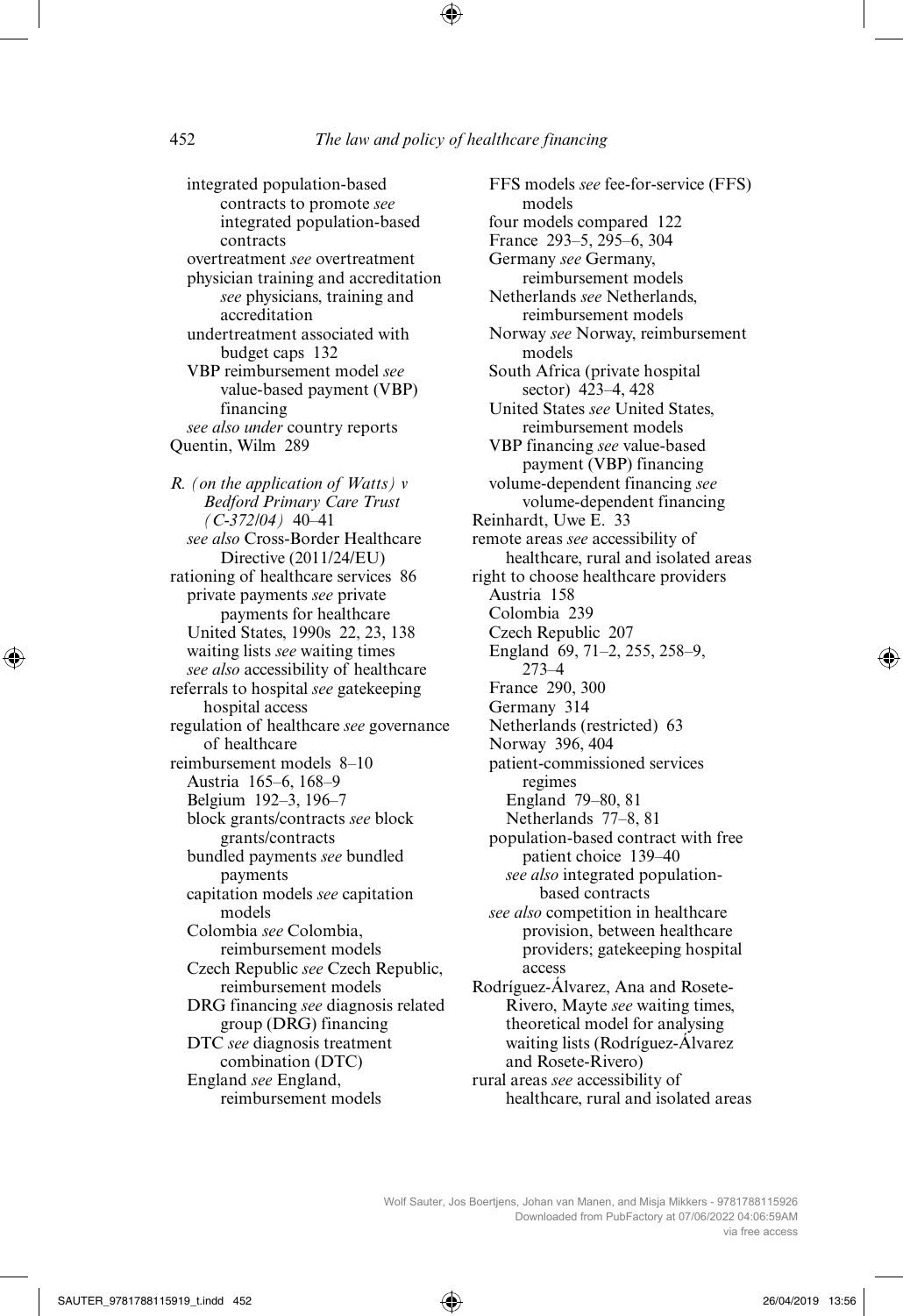integrated population-based contracts to promote *see* integrated population-based contracts
overtreatment *see* overtreatment
physician training and accreditation *see* physicians, training and accreditation
undertreatment associated with budget caps 132
VBP reimbursement model *see* value-based payment (VBP) financing
*see also under* country reports

Quentin, Wilm 289

*R. (on the application of Watts) v Bedford Primary Care Trust (C-372/04)* 40–41
*see also* Cross-Border Healthcare Directive (2011/24/EU)

rationing of healthcare services 86
private payments *see* private payments for healthcare
United States, 1990s 22, 23, 138
waiting lists *see* waiting times
*see also* accessibility of healthcare

referrals to hospital *see* gatekeeping hospital access

regulation of healthcare *see* governance of healthcare

reimbursement models 8–10
Austria 165–6, 168–9
Belgium 192–3, 196–7
block grants/contracts *see* block grants/contracts
bundled payments *see* bundled payments
capitation models *see* capitation models
Colombia *see* Colombia, reimbursement models
Czech Republic *see* Czech Republic, reimbursement models
DRG financing *see* diagnosis related group (DRG) financing
DTC *see* diagnosis treatment combination (DTC)
England *see* England, reimbursement models
FFS models *see* fee-for-service (FFS) models
four models compared 122
France 293–5, 295–6, 304
Germany *see* Germany, reimbursement models
Netherlands *see* Netherlands, reimbursement models
Norway *see* Norway, reimbursement models
South Africa (private hospital sector) 423–4, 428
United States *see* United States, reimbursement models
VBP financing *see* value-based payment (VBP) financing
volume-dependent financing *see* volume-dependent financing

Reinhardt, Uwe E. 33

remote areas *see* accessibility of healthcare, rural and isolated areas

right to choose healthcare providers
Austria 158
Colombia 239
Czech Republic 207
England 69, 71–2, 255, 258–9, 273–4
France 290, 300
Germany 314
Netherlands (restricted) 63
Norway 396, 404
patient-commissioned services regimes
England 79–80, 81
Netherlands 77–8, 81
population-based contract with free patient choice 139–40
*see also* integrated population-based contracts
*see also* competition in healthcare provision, between healthcare providers; gatekeeping hospital access

Rodríguez-Álvarez, Ana and Rosete-Rivero, Mayte *see* waiting times, theoretical model for analysing waiting lists (Rodríguez-Álvarez and Rosete-Rivero)

rural areas *see* accessibility of healthcare, rural and isolated areas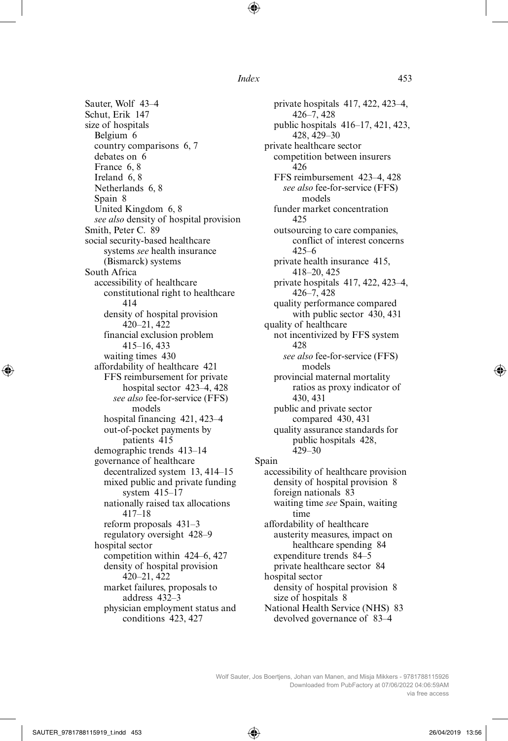Sauter, Wolf 43–4
Schut, Erik 147
size of hospitals
  Belgium 6
  country comparisons 6, 7
  debates on 6
  France 6, 8
  Ireland 6, 8
  Netherlands 6, 8
  Spain 8
  United Kingdom 6, 8
  *see also* density of hospital provision
Smith, Peter C. 89
social security-based healthcare systems *see* health insurance (Bismarck) systems
South Africa
  accessibility of healthcare
    constitutional right to healthcare 414
    density of hospital provision 420–21, 422
    financial exclusion problem 415–16, 433
    waiting times 430
  affordability of healthcare 421
    FFS reimbursement for private hospital sector 423–4, 428
      *see also* fee-for-service (FFS) models
    hospital financing 421, 423–4
    out-of-pocket payments by patients 415
  demographic trends 413–14
  governance of healthcare
    decentralized system 13, 414–15
    mixed public and private funding system 415–17
    nationally raised tax allocations 417–18
    reform proposals 431–3
    regulatory oversight 428–9
  hospital sector
    competition within 424–6, 427
    density of hospital provision 420–21, 422
    market failures, proposals to address 432–3
    physician employment status and conditions 423, 427
    private hospitals 417, 422, 423–4, 426–7, 428
    public hospitals 416–17, 421, 423, 428, 429–30
  private healthcare sector
    competition between insurers 426
    FFS reimbursement 423–4, 428
      *see also* fee-for-service (FFS) models
    funder market concentration 425
    outsourcing to care companies, conflict of interest concerns 425–6
    private health insurance 415, 418–20, 425
    private hospitals 417, 422, 423–4, 426–7, 428
    quality performance compared with public sector 430, 431
  quality of healthcare
    not incentivized by FFS system 428
      *see also* fee-for-service (FFS) models
    provincial maternal mortality ratios as proxy indicator of 430, 431
    public and private sector compared 430, 431
    quality assurance standards for public hospitals 428, 429–30
Spain
  accessibility of healthcare provision
    density of hospital provision 8
    foreign nationals 83
    waiting time *see* Spain, waiting time
  affordability of healthcare
    austerity measures, impact on healthcare spending 84
    expenditure trends 84–5
    private healthcare sector 84
  hospital sector
    density of hospital provision 8
    size of hospitals 8
  National Health Service (NHS) 83
    devolved governance of 83–4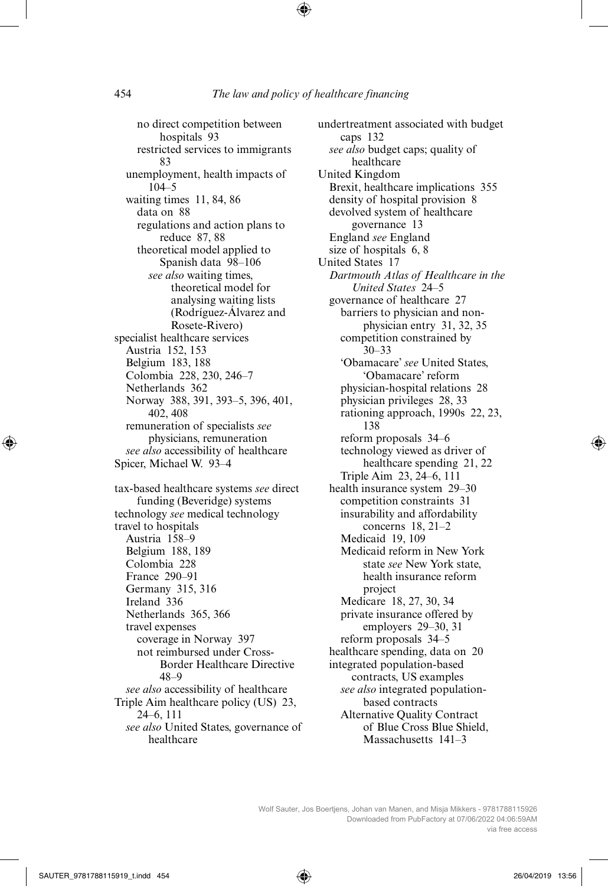no direct competition between hospitals 93
restricted services to immigrants 83
unemployment, health impacts of 104–5
waiting times 11, 84, 86
data on 88
regulations and action plans to reduce 87, 88
theoretical model applied to Spanish data 98–106
*see also* waiting times, theoretical model for analysing waiting lists (Rodríguez-Álvarez and Rosete-Rivero)

specialist healthcare services
Austria 152, 153
Belgium 183, 188
Colombia 228, 230, 246–7
Netherlands 362
Norway 388, 391, 393–5, 396, 401, 402, 408
remuneration of specialists *see* physicians, remuneration
*see also* accessibility of healthcare

Spicer, Michael W. 93–4

tax-based healthcare systems *see* direct funding (Beveridge) systems
technology *see* medical technology
travel to hospitals
Austria 158–9
Belgium 188, 189
Colombia 228
France 290–91
Germany 315, 316
Ireland 336
Netherlands 365, 366
travel expenses
coverage in Norway 397
not reimbursed under Cross-Border Healthcare Directive 48–9
*see also* accessibility of healthcare

Triple Aim healthcare policy (US) 23, 24–6, 111
*see also* United States, governance of healthcare

undertreatment associated with budget caps 132
*see also* budget caps; quality of healthcare

United Kingdom
Brexit, healthcare implications 355
density of hospital provision 8
devolved system of healthcare governance 13
England *see* England
size of hospitals 6, 8

United States 17
*Dartmouth Atlas of Healthcare in the United States* 24–5
governance of healthcare 27
barriers to physician and non-physician entry 31, 32, 35
competition constrained by 30–33
'Obamacare' *see* United States, 'Obamacare' reform
physician-hospital relations 28
physician privileges 28, 33
rationing approach, 1990s 22, 23, 138
reform proposals 34–6
technology viewed as driver of healthcare spending 21, 22
Triple Aim 23, 24–6, 111
health insurance system 29–30
competition constraints 31
insurability and affordability concerns 18, 21–2
Medicaid 19, 109
Medicaid reform in New York state *see* New York state, health insurance reform project
Medicare 18, 27, 30, 34
private insurance offered by employers 29–30, 31
reform proposals 34–5
healthcare spending, data on 20
integrated population-based contracts, US examples
*see also* integrated population-based contracts
Alternative Quality Contract of Blue Cross Blue Shield, Massachusetts 141–3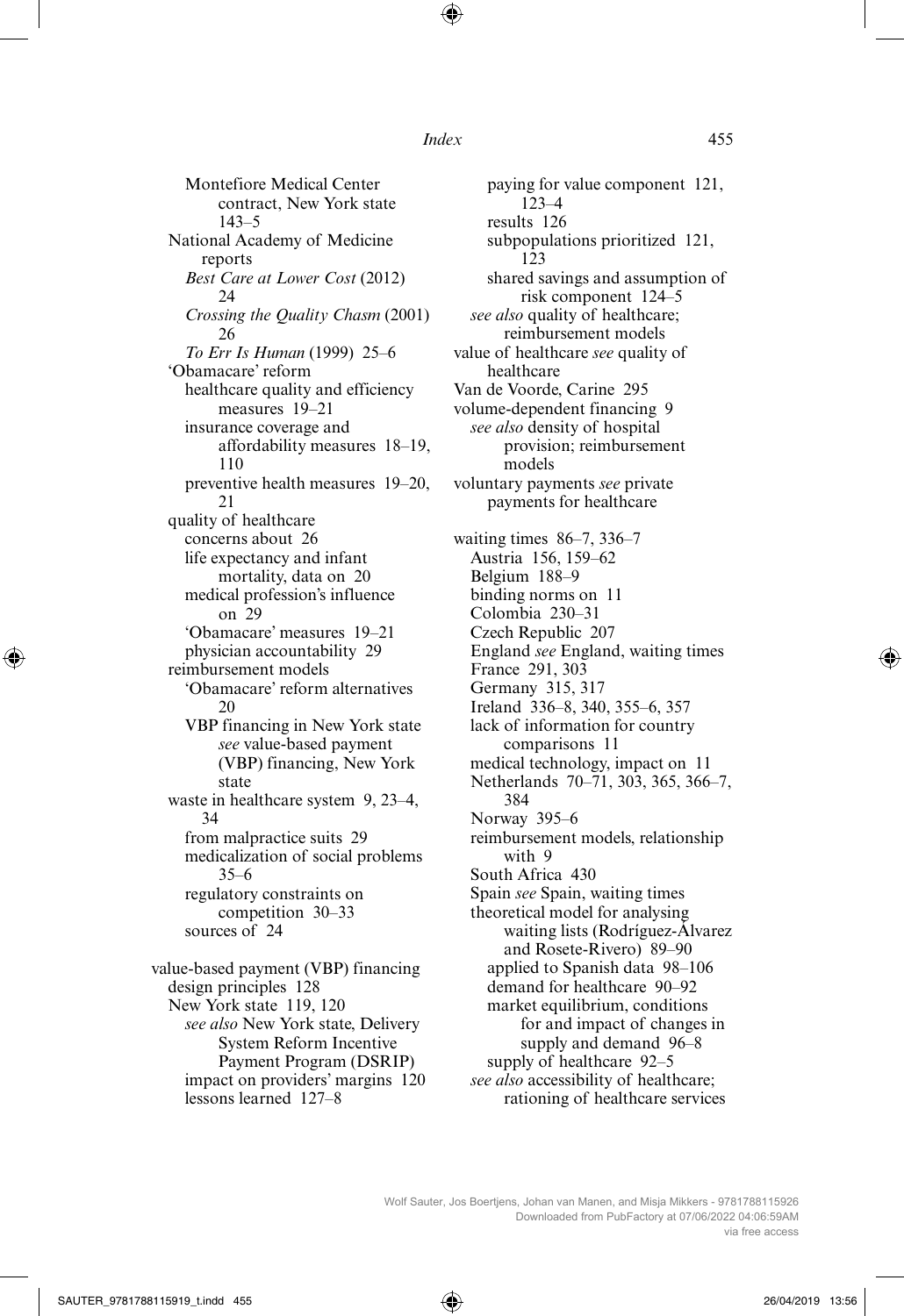Montefiore Medical Center contract, New York state 143–5
National Academy of Medicine reports
*Best Care at Lower Cost* (2012) 24
*Crossing the Quality Chasm* (2001) 26
*To Err Is Human* (1999) 25–6
'Obamacare' reform
healthcare quality and efficiency measures 19–21
insurance coverage and affordability measures 18–19, 110
preventive health measures 19–20, 21
quality of healthcare
concerns about 26
life expectancy and infant mortality, data on 20
medical profession's influence on 29
'Obamacare' measures 19–21
physician accountability 29
reimbursement models
'Obamacare' reform alternatives 20
VBP financing in New York state *see* value-based payment (VBP) financing, New York state
waste in healthcare system 9, 23–4, 34
from malpractice suits 29
medicalization of social problems 35–6
regulatory constraints on competition 30–33
sources of 24

value-based payment (VBP) financing
design principles 128
New York state 119, 120
*see also* New York state, Delivery System Reform Incentive Payment Program (DSRIP)
impact on providers' margins 120
lessons learned 127–8
paying for value component 121, 123–4
results 126
subpopulations prioritized 121, 123
shared savings and assumption of risk component 124–5
*see also* quality of healthcare; reimbursement models
value of healthcare *see* quality of healthcare
Van de Voorde, Carine 295
volume-dependent financing 9
*see also* density of hospital provision; reimbursement models
voluntary payments *see* private payments for healthcare

waiting times 86–7, 336–7
Austria 156, 159–62
Belgium 188–9
binding norms on 11
Colombia 230–31
Czech Republic 207
England *see* England, waiting times
France 291, 303
Germany 315, 317
Ireland 336–8, 340, 355–6, 357
lack of information for country comparisons 11
medical technology, impact on 11
Netherlands 70–71, 303, 365, 366–7, 384
Norway 395–6
reimbursement models, relationship with 9
South Africa 430
Spain *see* Spain, waiting times
theoretical model for analysing waiting lists (Rodríguez-Álvarez and Rosete-Rivero) 89–90
applied to Spanish data 98–106
demand for healthcare 90–92
market equilibrium, conditions for and impact of changes in supply and demand 96–8
supply of healthcare 92–5
*see also* accessibility of healthcare; rationing of healthcare services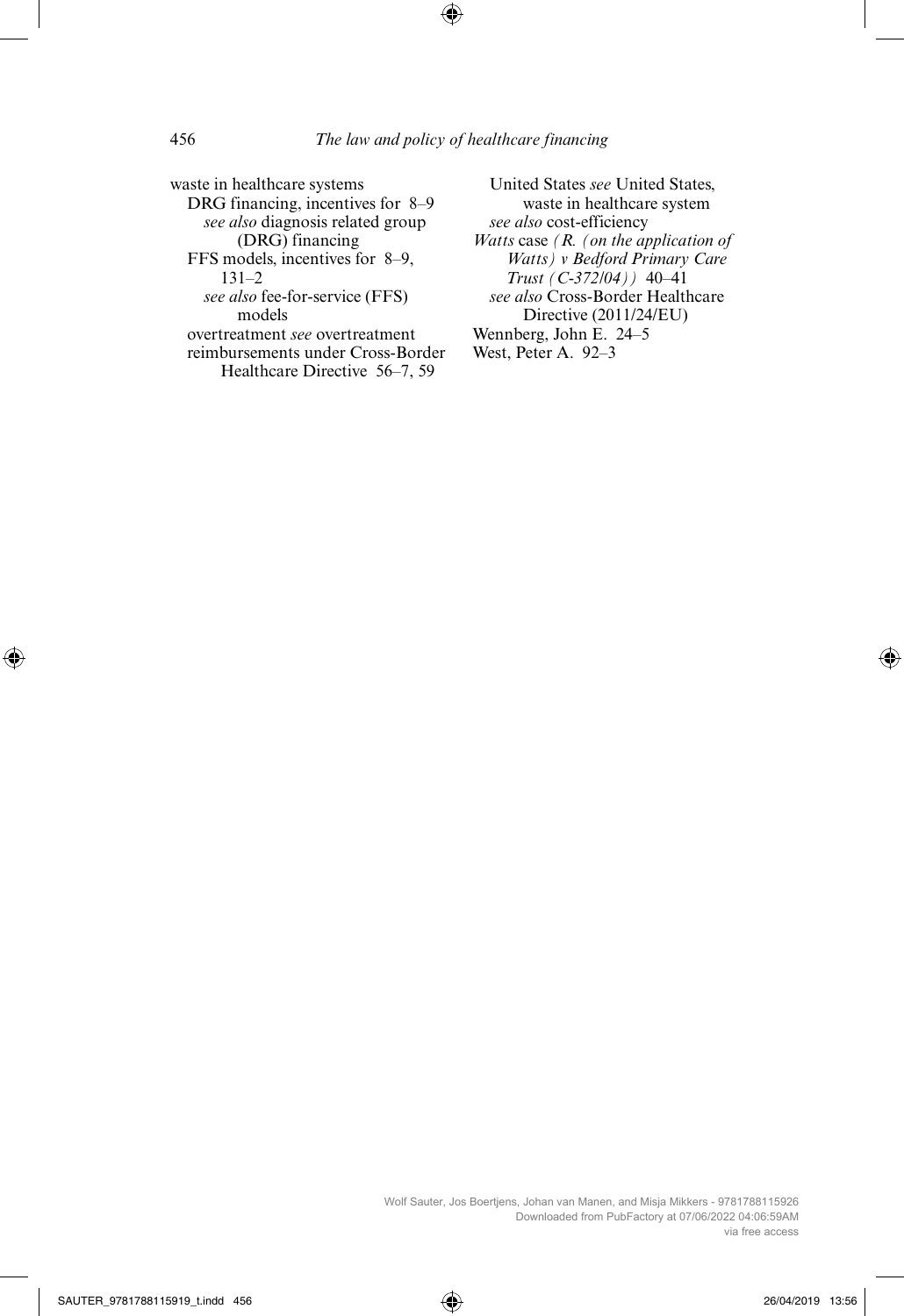waste in healthcare systems
  DRG financing, incentives for 8–9
    *see also* diagnosis related group (DRG) financing
  FFS models, incentives for 8–9, 131–2
    *see also* fee-for-service (FFS) models
  overtreatment *see* overtreatment
  reimbursements under Cross-Border Healthcare Directive 56–7, 59
  United States *see* United States, waste in healthcare system
  *see also* cost-efficiency
*Watts* case *(R. (on the application of Watts) v Bedford Primary Care Trust (C-372/04))* 40–41
  *see also* Cross-Border Healthcare Directive (2011/24/EU)
Wennberg, John E. 24–5
West, Peter A. 92–3